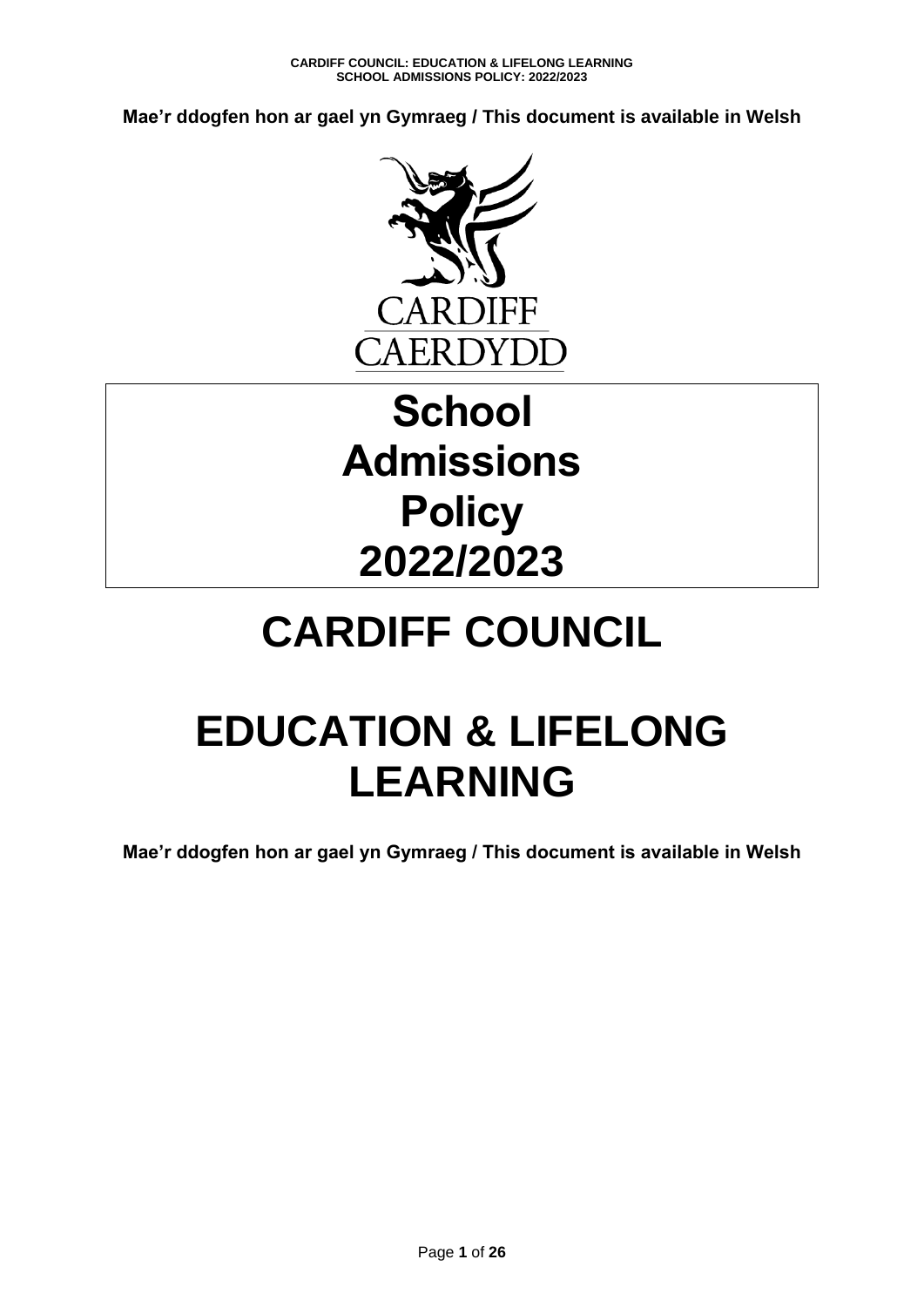**Mae'r ddogfen hon ar gael yn Gymraeg / This document is available in Welsh**

CARDIFF
CAERDYDD

# School Admissions Policy 2022/2023

# CARDIFF COUNCIL

# EDUCATION & LIFELONG LEARNING

**Mae'r ddogfen hon ar gael yn Gymraeg / This document is available in Welsh**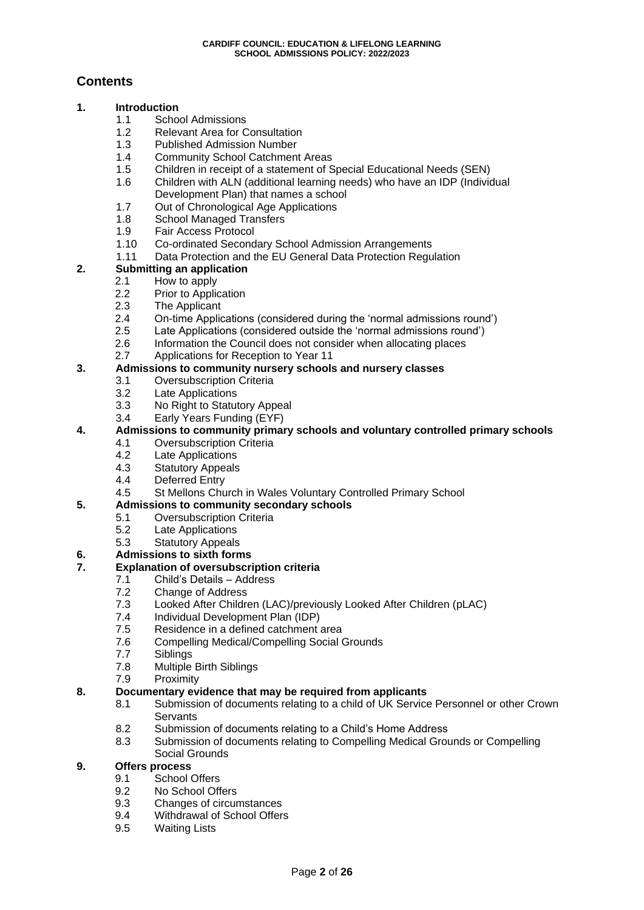## Contents

**1. Introduction**
- 1.1 School Admissions
- 1.2 Relevant Area for Consultation
- 1.3 Published Admission Number
- 1.4 Community School Catchment Areas
- 1.5 Children in receipt of a statement of Special Educational Needs (SEN)
- 1.6 Children with ALN (additional learning needs) who have an IDP (Individual Development Plan) that names a school
- 1.7 Out of Chronological Age Applications
- 1.8 School Managed Transfers
- 1.9 Fair Access Protocol
- 1.10 Co-ordinated Secondary School Admission Arrangements
- 1.11 Data Protection and the EU General Data Protection Regulation

**2. Submitting an application**
- 2.1 How to apply
- 2.2 Prior to Application
- 2.3 The Applicant
- 2.4 On-time Applications (considered during the 'normal admissions round')
- 2.5 Late Applications (considered outside the 'normal admissions round')
- 2.6 Information the Council does not consider when allocating places
- 2.7 Applications for Reception to Year 11

**3. Admissions to community nursery schools and nursery classes**
- 3.1 Oversubscription Criteria
- 3.2 Late Applications
- 3.3 No Right to Statutory Appeal
- 3.4 Early Years Funding (EYF)

**4. Admissions to community primary schools and voluntary controlled primary schools**
- 4.1 Oversubscription Criteria
- 4.2 Late Applications
- 4.3 Statutory Appeals
- 4.4 Deferred Entry
- 4.5 St Mellons Church in Wales Voluntary Controlled Primary School

**5. Admissions to community secondary schools**
- 5.1 Oversubscription Criteria
- 5.2 Late Applications
- 5.3 Statutory Appeals

**6. Admissions to sixth forms**

**7. Explanation of oversubscription criteria**
- 7.1 Child's Details – Address
- 7.2 Change of Address
- 7.3 Looked After Children (LAC)/previously Looked After Children (pLAC)
- 7.4 Individual Development Plan (IDP)
- 7.5 Residence in a defined catchment area
- 7.6 Compelling Medical/Compelling Social Grounds
- 7.7 Siblings
- 7.8 Multiple Birth Siblings
- 7.9 Proximity

**8. Documentary evidence that may be required from applicants**
- 8.1 Submission of documents relating to a child of UK Service Personnel or other Crown Servants
- 8.2 Submission of documents relating to a Child's Home Address
- 8.3 Submission of documents relating to Compelling Medical Grounds or Compelling Social Grounds

**9. Offers process**
- 9.1 School Offers
- 9.2 No School Offers
- 9.3 Changes of circumstances
- 9.4 Withdrawal of School Offers
- 9.5 Waiting Lists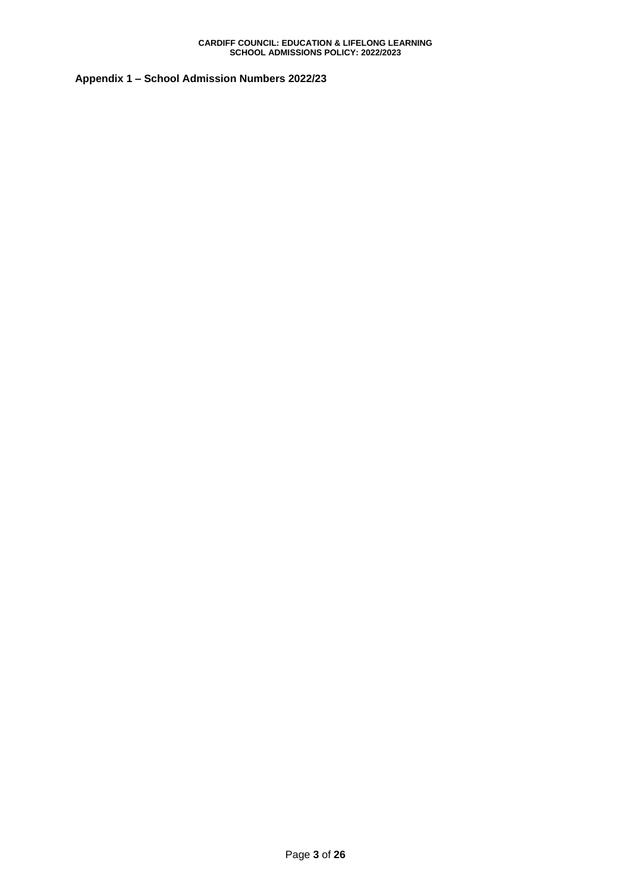**Appendix 1 – School Admission Numbers 2022/23**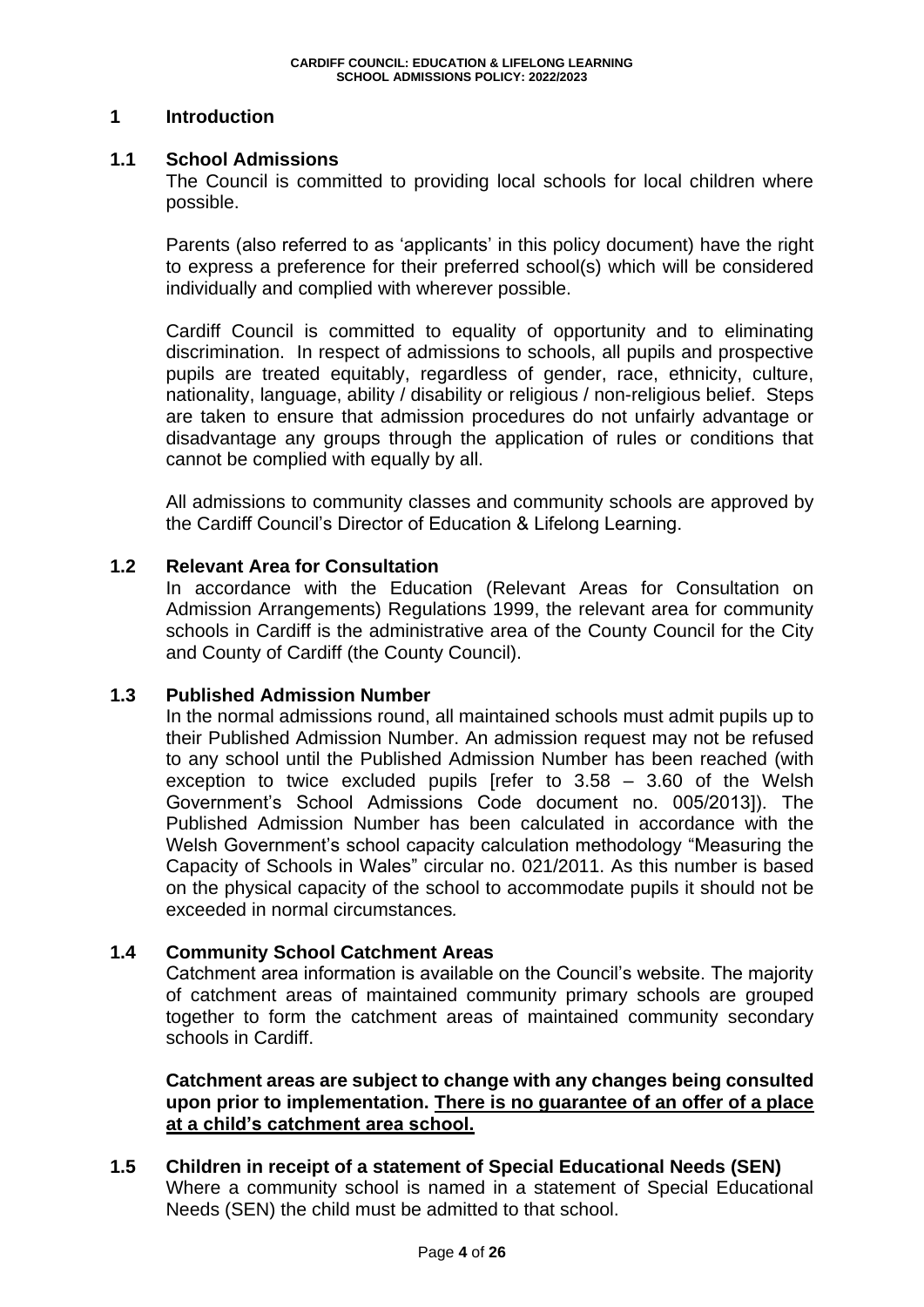# 1 Introduction

## 1.1 School Admissions

The Council is committed to providing local schools for local children where possible.

Parents (also referred to as 'applicants' in this policy document) have the right to express a preference for their preferred school(s) which will be considered individually and complied with wherever possible.

Cardiff Council is committed to equality of opportunity and to eliminating discrimination. In respect of admissions to schools, all pupils and prospective pupils are treated equitably, regardless of gender, race, ethnicity, culture, nationality, language, ability / disability or religious / non-religious belief. Steps are taken to ensure that admission procedures do not unfairly advantage or disadvantage any groups through the application of rules or conditions that cannot be complied with equally by all.

All admissions to community classes and community schools are approved by the Cardiff Council's Director of Education & Lifelong Learning.

## 1.2 Relevant Area for Consultation

In accordance with the Education (Relevant Areas for Consultation on Admission Arrangements) Regulations 1999, the relevant area for community schools in Cardiff is the administrative area of the County Council for the City and County of Cardiff (the County Council).

## 1.3 Published Admission Number

In the normal admissions round, all maintained schools must admit pupils up to their Published Admission Number. An admission request may not be refused to any school until the Published Admission Number has been reached (with exception to twice excluded pupils [refer to 3.58 – 3.60 of the Welsh Government's School Admissions Code document no. 005/2013]). The Published Admission Number has been calculated in accordance with the Welsh Government's school capacity calculation methodology "Measuring the Capacity of Schools in Wales" circular no. 021/2011. As this number is based on the physical capacity of the school to accommodate pupils it should not be exceeded in normal circumstances.

## 1.4 Community School Catchment Areas

Catchment area information is available on the Council's website. The majority of catchment areas of maintained community primary schools are grouped together to form the catchment areas of maintained community secondary schools in Cardiff.

**Catchment areas are subject to change with any changes being consulted upon prior to implementation. <u>There is no guarantee of an offer of a place at a child's catchment area school.</u>**

## 1.5 Children in receipt of a statement of Special Educational Needs (SEN)

Where a community school is named in a statement of Special Educational Needs (SEN) the child must be admitted to that school.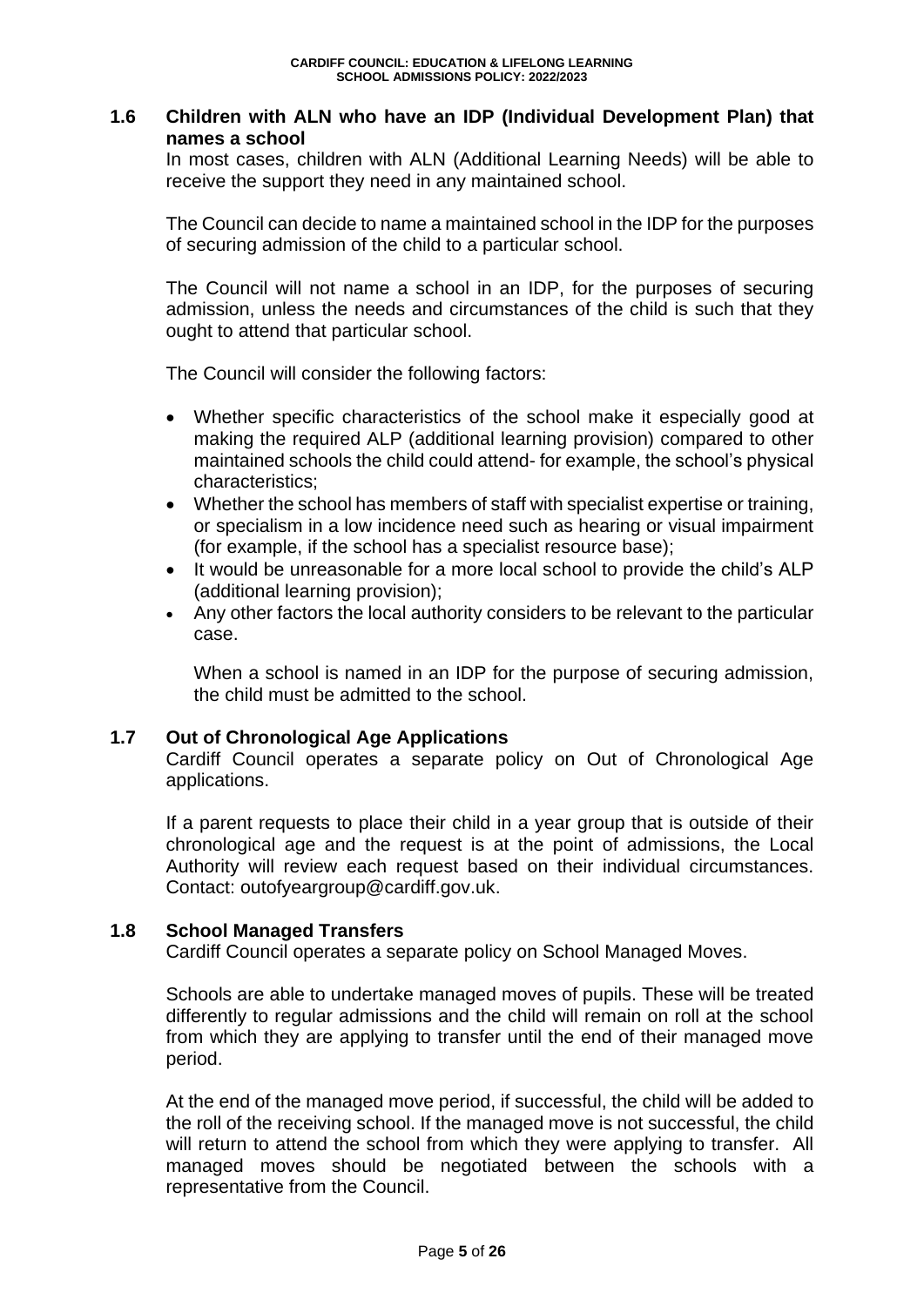## 1.6 Children with ALN who have an IDP (Individual Development Plan) that names a school

In most cases, children with ALN (Additional Learning Needs) will be able to receive the support they need in any maintained school.

The Council can decide to name a maintained school in the IDP for the purposes of securing admission of the child to a particular school.

The Council will not name a school in an IDP, for the purposes of securing admission, unless the needs and circumstances of the child is such that they ought to attend that particular school.

The Council will consider the following factors:

- Whether specific characteristics of the school make it especially good at making the required ALP (additional learning provision) compared to other maintained schools the child could attend- for example, the school's physical characteristics;
- Whether the school has members of staff with specialist expertise or training, or specialism in a low incidence need such as hearing or visual impairment (for example, if the school has a specialist resource base);
- It would be unreasonable for a more local school to provide the child's ALP (additional learning provision);
- Any other factors the local authority considers to be relevant to the particular case.

When a school is named in an IDP for the purpose of securing admission, the child must be admitted to the school.

## 1.7 Out of Chronological Age Applications

Cardiff Council operates a separate policy on Out of Chronological Age applications.

If a parent requests to place their child in a year group that is outside of their chronological age and the request is at the point of admissions, the Local Authority will review each request based on their individual circumstances. Contact: outofyeargroup@cardiff.gov.uk.

## 1.8 School Managed Transfers

Cardiff Council operates a separate policy on School Managed Moves.

Schools are able to undertake managed moves of pupils. These will be treated differently to regular admissions and the child will remain on roll at the school from which they are applying to transfer until the end of their managed move period.

At the end of the managed move period, if successful, the child will be added to the roll of the receiving school. If the managed move is not successful, the child will return to attend the school from which they were applying to transfer. All managed moves should be negotiated between the schools with a representative from the Council.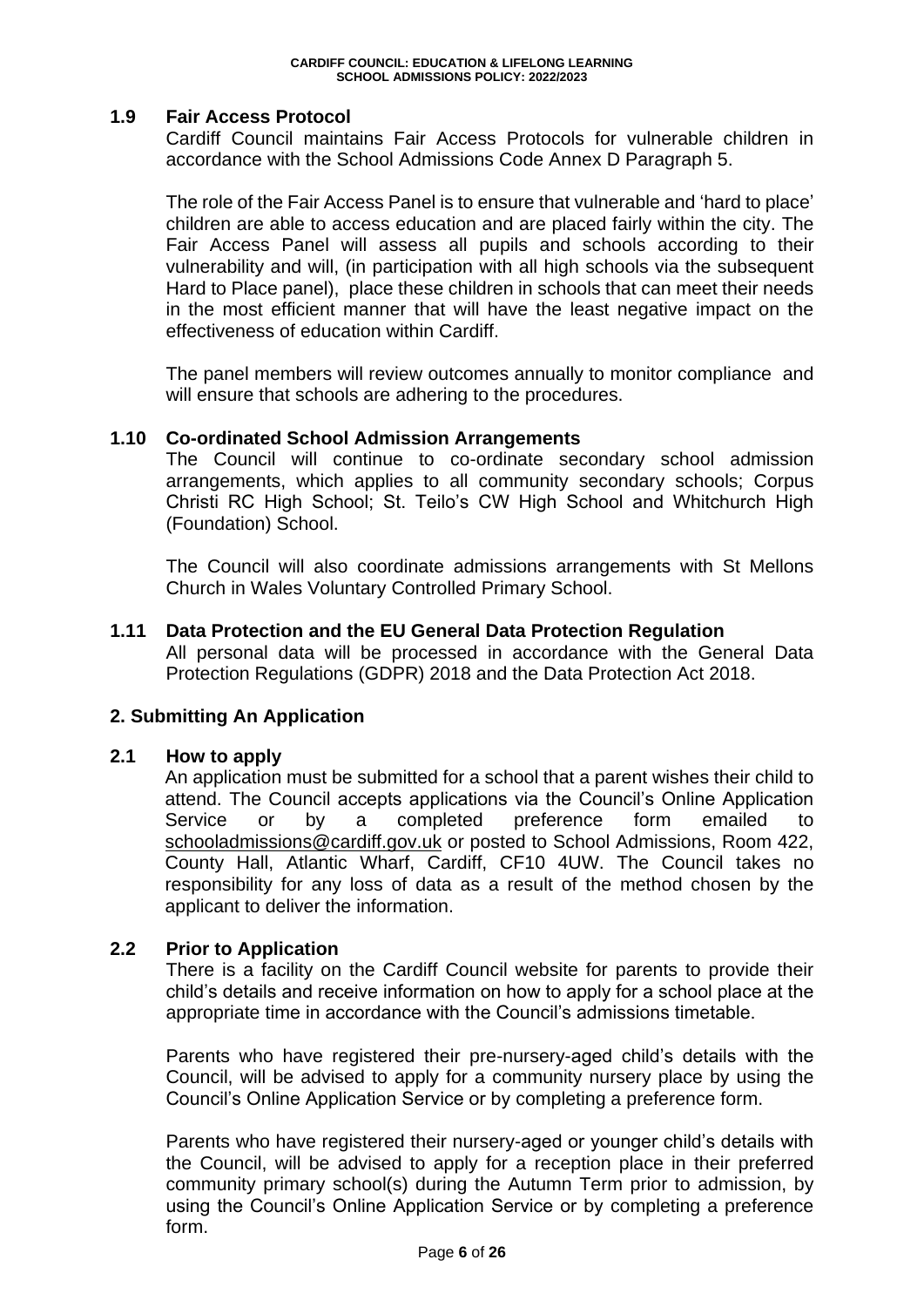### 1.9 Fair Access Protocol

Cardiff Council maintains Fair Access Protocols for vulnerable children in accordance with the School Admissions Code Annex D Paragraph 5.

The role of the Fair Access Panel is to ensure that vulnerable and 'hard to place' children are able to access education and are placed fairly within the city. The Fair Access Panel will assess all pupils and schools according to their vulnerability and will, (in participation with all high schools via the subsequent Hard to Place panel), place these children in schools that can meet their needs in the most efficient manner that will have the least negative impact on the effectiveness of education within Cardiff.

The panel members will review outcomes annually to monitor compliance and will ensure that schools are adhering to the procedures.

### 1.10 Co-ordinated School Admission Arrangements

The Council will continue to co-ordinate secondary school admission arrangements, which applies to all community secondary schools; Corpus Christi RC High School; St. Teilo's CW High School and Whitchurch High (Foundation) School.

The Council will also coordinate admissions arrangements with St Mellons Church in Wales Voluntary Controlled Primary School.

### 1.11 Data Protection and the EU General Data Protection Regulation

All personal data will be processed in accordance with the General Data Protection Regulations (GDPR) 2018 and the Data Protection Act 2018.

## 2. Submitting An Application

### 2.1 How to apply

An application must be submitted for a school that a parent wishes their child to attend. The Council accepts applications via the Council's Online Application Service or by a completed preference form emailed to schooladmissions@cardiff.gov.uk or posted to School Admissions, Room 422, County Hall, Atlantic Wharf, Cardiff, CF10 4UW. The Council takes no responsibility for any loss of data as a result of the method chosen by the applicant to deliver the information.

### 2.2 Prior to Application

There is a facility on the Cardiff Council website for parents to provide their child's details and receive information on how to apply for a school place at the appropriate time in accordance with the Council's admissions timetable.

Parents who have registered their pre-nursery-aged child's details with the Council, will be advised to apply for a community nursery place by using the Council's Online Application Service or by completing a preference form.

Parents who have registered their nursery-aged or younger child's details with the Council, will be advised to apply for a reception place in their preferred community primary school(s) during the Autumn Term prior to admission, by using the Council's Online Application Service or by completing a preference form.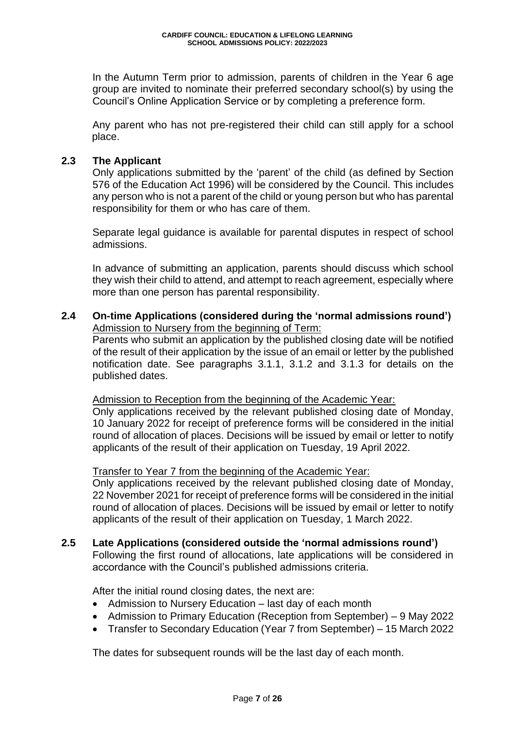In the Autumn Term prior to admission, parents of children in the Year 6 age group are invited to nominate their preferred secondary school(s) by using the Council's Online Application Service or by completing a preference form.

Any parent who has not pre-registered their child can still apply for a school place.

## 2.3 The Applicant

Only applications submitted by the 'parent' of the child (as defined by Section 576 of the Education Act 1996) will be considered by the Council. This includes any person who is not a parent of the child or young person but who has parental responsibility for them or who has care of them.

Separate legal guidance is available for parental disputes in respect of school admissions.

In advance of submitting an application, parents should discuss which school they wish their child to attend, and attempt to reach agreement, especially where more than one person has parental responsibility.

## 2.4 On-time Applications (considered during the 'normal admissions round')

<u>Admission to Nursery from the beginning of Term:</u>

Parents who submit an application by the published closing date will be notified of the result of their application by the issue of an email or letter by the published notification date. See paragraphs 3.1.1, 3.1.2 and 3.1.3 for details on the published dates.

<u>Admission to Reception from the beginning of the Academic Year:</u>

Only applications received by the relevant published closing date of Monday, 10 January 2022 for receipt of preference forms will be considered in the initial round of allocation of places. Decisions will be issued by email or letter to notify applicants of the result of their application on Tuesday, 19 April 2022.

<u>Transfer to Year 7 from the beginning of the Academic Year:</u>

Only applications received by the relevant published closing date of Monday, 22 November 2021 for receipt of preference forms will be considered in the initial round of allocation of places. Decisions will be issued by email or letter to notify applicants of the result of their application on Tuesday, 1 March 2022.

## 2.5 Late Applications (considered outside the 'normal admissions round')

Following the first round of allocations, late applications will be considered in accordance with the Council's published admissions criteria.

After the initial round closing dates, the next are:

- Admission to Nursery Education – last day of each month
- Admission to Primary Education (Reception from September) – 9 May 2022
- Transfer to Secondary Education (Year 7 from September) – 15 March 2022

The dates for subsequent rounds will be the last day of each month.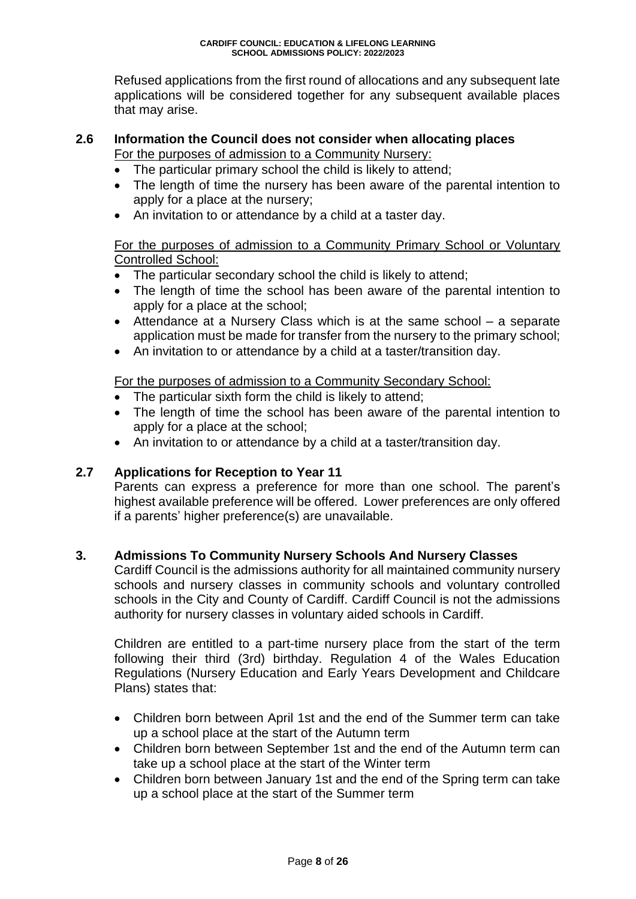Refused applications from the first round of allocations and any subsequent late applications will be considered together for any subsequent available places that may arise.

## 2.6 Information the Council does not consider when allocating places

For the purposes of admission to a Community Nursery:

- The particular primary school the child is likely to attend;
- The length of time the nursery has been aware of the parental intention to apply for a place at the nursery;
- An invitation to or attendance by a child at a taster day.

For the purposes of admission to a Community Primary School or Voluntary Controlled School:

- The particular secondary school the child is likely to attend;
- The length of time the school has been aware of the parental intention to apply for a place at the school;
- Attendance at a Nursery Class which is at the same school – a separate application must be made for transfer from the nursery to the primary school;
- An invitation to or attendance by a child at a taster/transition day.

For the purposes of admission to a Community Secondary School:

- The particular sixth form the child is likely to attend;
- The length of time the school has been aware of the parental intention to apply for a place at the school;
- An invitation to or attendance by a child at a taster/transition day.

## 2.7 Applications for Reception to Year 11

Parents can express a preference for more than one school. The parent's highest available preference will be offered. Lower preferences are only offered if a parents' higher preference(s) are unavailable.

# 3. Admissions To Community Nursery Schools And Nursery Classes

Cardiff Council is the admissions authority for all maintained community nursery schools and nursery classes in community schools and voluntary controlled schools in the City and County of Cardiff. Cardiff Council is not the admissions authority for nursery classes in voluntary aided schools in Cardiff.

Children are entitled to a part-time nursery place from the start of the term following their third (3rd) birthday. Regulation 4 of the Wales Education Regulations (Nursery Education and Early Years Development and Childcare Plans) states that:

- Children born between April 1st and the end of the Summer term can take up a school place at the start of the Autumn term
- Children born between September 1st and the end of the Autumn term can take up a school place at the start of the Winter term
- Children born between January 1st and the end of the Spring term can take up a school place at the start of the Summer term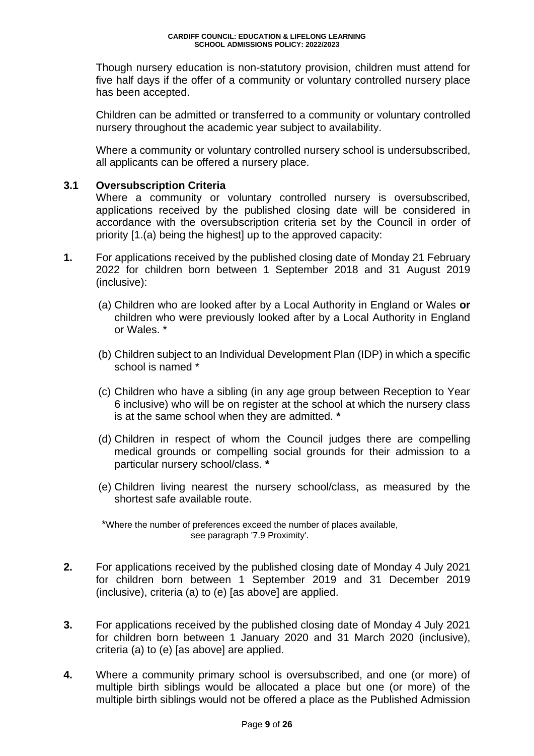Though nursery education is non-statutory provision, children must attend for five half days if the offer of a community or voluntary controlled nursery place has been accepted.

Children can be admitted or transferred to a community or voluntary controlled nursery throughout the academic year subject to availability.

Where a community or voluntary controlled nursery school is undersubscribed, all applicants can be offered a nursery place.

### 3.1 Oversubscription Criteria

Where a community or voluntary controlled nursery is oversubscribed, applications received by the published closing date will be considered in accordance with the oversubscription criteria set by the Council in order of priority [1.(a) being the highest] up to the approved capacity:

**1.** For applications received by the published closing date of Monday 21 February 2022 for children born between 1 September 2018 and 31 August 2019 (inclusive):

(a) Children who are looked after by a Local Authority in England or Wales **or** children who were previously looked after by a Local Authority in England or Wales. *

(b) Children subject to an Individual Development Plan (IDP) in which a specific school is named *

(c) Children who have a sibling (in any age group between Reception to Year 6 inclusive) who will be on register at the school at which the nursery class is at the same school when they are admitted. **\***

(d) Children in respect of whom the Council judges there are compelling medical grounds or compelling social grounds for their admission to a particular nursery school/class. **\***

(e) Children living nearest the nursery school/class, as measured by the shortest safe available route.

*Where the number of preferences exceed the number of places available, see paragraph '7.9 Proximity'.

**2.** For applications received by the published closing date of Monday 4 July 2021 for children born between 1 September 2019 and 31 December 2019 (inclusive), criteria (a) to (e) [as above] are applied.

**3.** For applications received by the published closing date of Monday 4 July 2021 for children born between 1 January 2020 and 31 March 2020 (inclusive), criteria (a) to (e) [as above] are applied.

**4.** Where a community primary school is oversubscribed, and one (or more) of multiple birth siblings would be allocated a place but one (or more) of the multiple birth siblings would not be offered a place as the Published Admission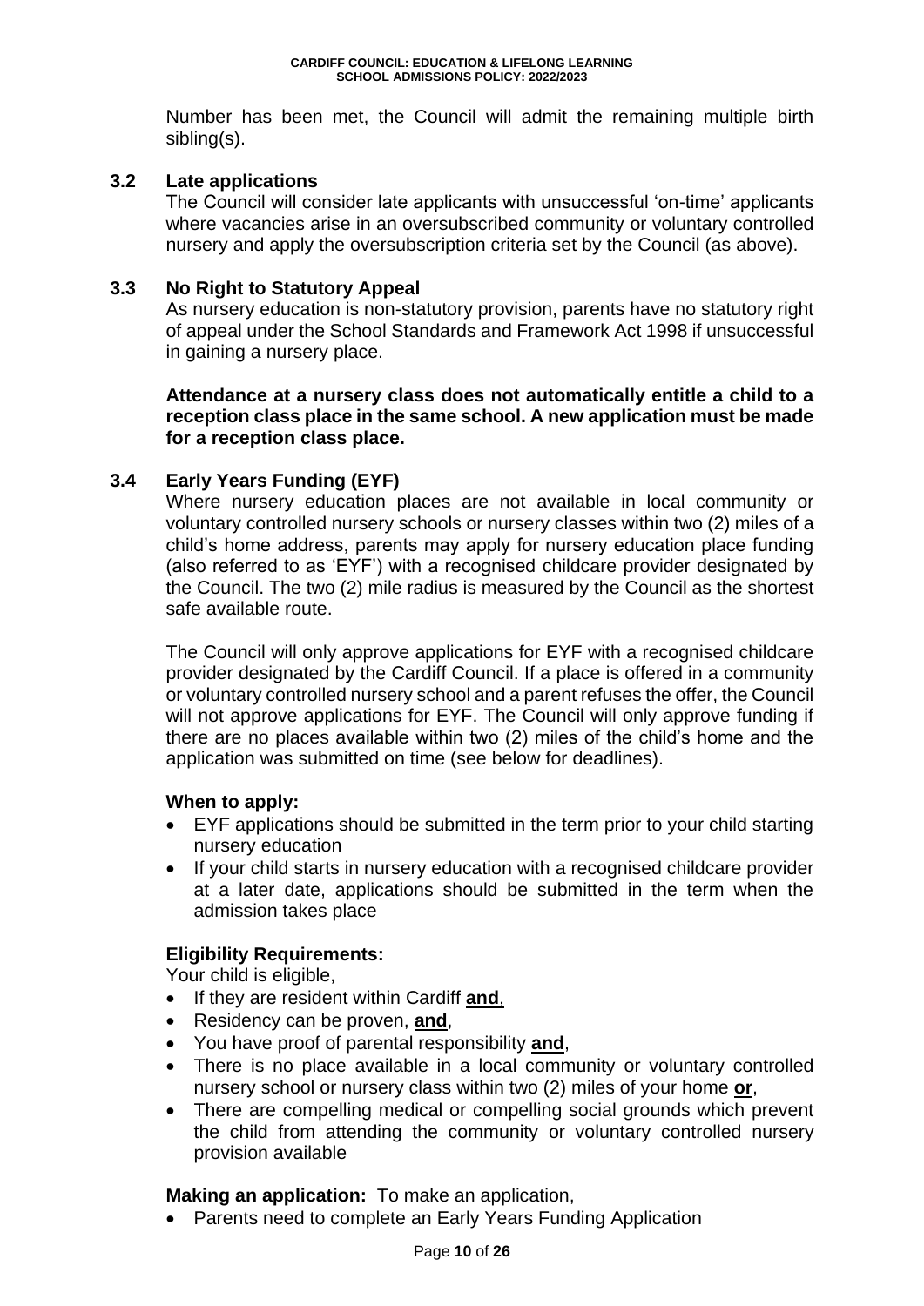Number has been met, the Council will admit the remaining multiple birth sibling(s).

### 3.2 Late applications

The Council will consider late applicants with unsuccessful 'on-time' applicants where vacancies arise in an oversubscribed community or voluntary controlled nursery and apply the oversubscription criteria set by the Council (as above).

### 3.3 No Right to Statutory Appeal

As nursery education is non-statutory provision, parents have no statutory right of appeal under the School Standards and Framework Act 1998 if unsuccessful in gaining a nursery place.

**Attendance at a nursery class does not automatically entitle a child to a reception class place in the same school. A new application must be made for a reception class place.**

### 3.4 Early Years Funding (EYF)

Where nursery education places are not available in local community or voluntary controlled nursery schools or nursery classes within two (2) miles of a child's home address, parents may apply for nursery education place funding (also referred to as 'EYF') with a recognised childcare provider designated by the Council. The two (2) mile radius is measured by the Council as the shortest safe available route.

The Council will only approve applications for EYF with a recognised childcare provider designated by the Cardiff Council. If a place is offered in a community or voluntary controlled nursery school and a parent refuses the offer, the Council will not approve applications for EYF. The Council will only approve funding if there are no places available within two (2) miles of the child's home and the application was submitted on time (see below for deadlines).

**When to apply:**

- EYF applications should be submitted in the term prior to your child starting nursery education
- If your child starts in nursery education with a recognised childcare provider at a later date, applications should be submitted in the term when the admission takes place

**Eligibility Requirements:**

Your child is eligible,

- If they are resident within Cardiff **and**,
- Residency can be proven, **and**,
- You have proof of parental responsibility **and**,
- There is no place available in a local community or voluntary controlled nursery school or nursery class within two (2) miles of your home **or**,
- There are compelling medical or compelling social grounds which prevent the child from attending the community or voluntary controlled nursery provision available

**Making an application:** To make an application,

- Parents need to complete an Early Years Funding Application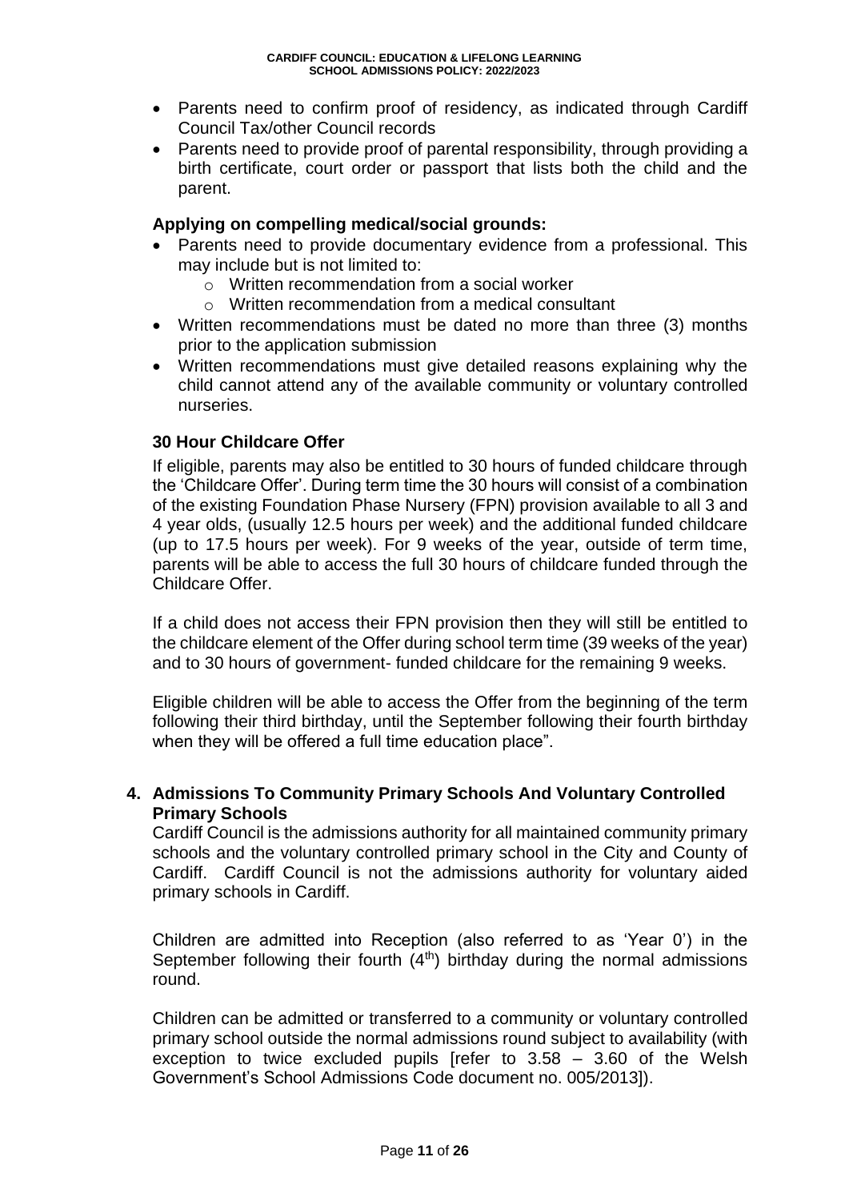- Parents need to confirm proof of residency, as indicated through Cardiff Council Tax/other Council records
- Parents need to provide proof of parental responsibility, through providing a birth certificate, court order or passport that lists both the child and the parent.

**Applying on compelling medical/social grounds:**

- Parents need to provide documentary evidence from a professional. This may include but is not limited to:
    - Written recommendation from a social worker
    - Written recommendation from a medical consultant
- Written recommendations must be dated no more than three (3) months prior to the application submission
- Written recommendations must give detailed reasons explaining why the child cannot attend any of the available community or voluntary controlled nurseries.

**30 Hour Childcare Offer**

If eligible, parents may also be entitled to 30 hours of funded childcare through the 'Childcare Offer'. During term time the 30 hours will consist of a combination of the existing Foundation Phase Nursery (FPN) provision available to all 3 and 4 year olds, (usually 12.5 hours per week) and the additional funded childcare (up to 17.5 hours per week). For 9 weeks of the year, outside of term time, parents will be able to access the full 30 hours of childcare funded through the Childcare Offer.

If a child does not access their FPN provision then they will still be entitled to the childcare element of the Offer during school term time (39 weeks of the year) and to 30 hours of government- funded childcare for the remaining 9 weeks.

Eligible children will be able to access the Offer from the beginning of the term following their third birthday, until the September following their fourth birthday when they will be offered a full time education place".

## 4. Admissions To Community Primary Schools And Voluntary Controlled Primary Schools

Cardiff Council is the admissions authority for all maintained community primary schools and the voluntary controlled primary school in the City and County of Cardiff. Cardiff Council is not the admissions authority for voluntary aided primary schools in Cardiff.

Children are admitted into Reception (also referred to as 'Year 0') in the September following their fourth (4th) birthday during the normal admissions round.

Children can be admitted or transferred to a community or voluntary controlled primary school outside the normal admissions round subject to availability (with exception to twice excluded pupils [refer to 3.58 – 3.60 of the Welsh Government's School Admissions Code document no. 005/2013]).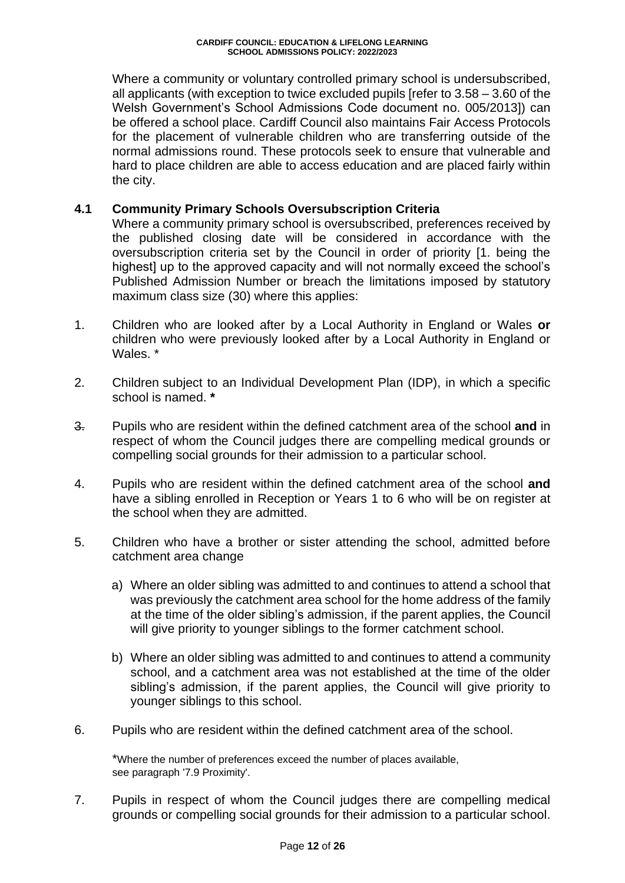Where a community or voluntary controlled primary school is undersubscribed, all applicants (with exception to twice excluded pupils [refer to 3.58 – 3.60 of the Welsh Government's School Admissions Code document no. 005/2013]) can be offered a school place. Cardiff Council also maintains Fair Access Protocols for the placement of vulnerable children who are transferring outside of the normal admissions round. These protocols seek to ensure that vulnerable and hard to place children are able to access education and are placed fairly within the city.

### 4.1 Community Primary Schools Oversubscription Criteria

Where a community primary school is oversubscribed, preferences received by the published closing date will be considered in accordance with the oversubscription criteria set by the Council in order of priority [1. being the highest] up to the approved capacity and will not normally exceed the school's Published Admission Number or breach the limitations imposed by statutory maximum class size (30) where this applies:

1. Children who are looked after by a Local Authority in England or Wales **or** children who were previously looked after by a Local Authority in England or Wales. *

2. Children subject to an Individual Development Plan (IDP), in which a specific school is named. *

3. Pupils who are resident within the defined catchment area of the school **and** in respect of whom the Council judges there are compelling medical grounds or compelling social grounds for their admission to a particular school.

4. Pupils who are resident within the defined catchment area of the school **and** have a sibling enrolled in Reception or Years 1 to 6 who will be on register at the school when they are admitted.

5. Children who have a brother or sister attending the school, admitted before catchment area change

   a) Where an older sibling was admitted to and continues to attend a school that was previously the catchment area school for the home address of the family at the time of the older sibling's admission, if the parent applies, the Council will give priority to younger siblings to the former catchment school.

   b) Where an older sibling was admitted to and continues to attend a community school, and a catchment area was not established at the time of the older sibling's admission, if the parent applies, the Council will give priority to younger siblings to this school.

6. Pupils who are resident within the defined catchment area of the school.

   *Where the number of preferences exceed the number of places available, see paragraph '7.9 Proximity'.

7. Pupils in respect of whom the Council judges there are compelling medical grounds or compelling social grounds for their admission to a particular school.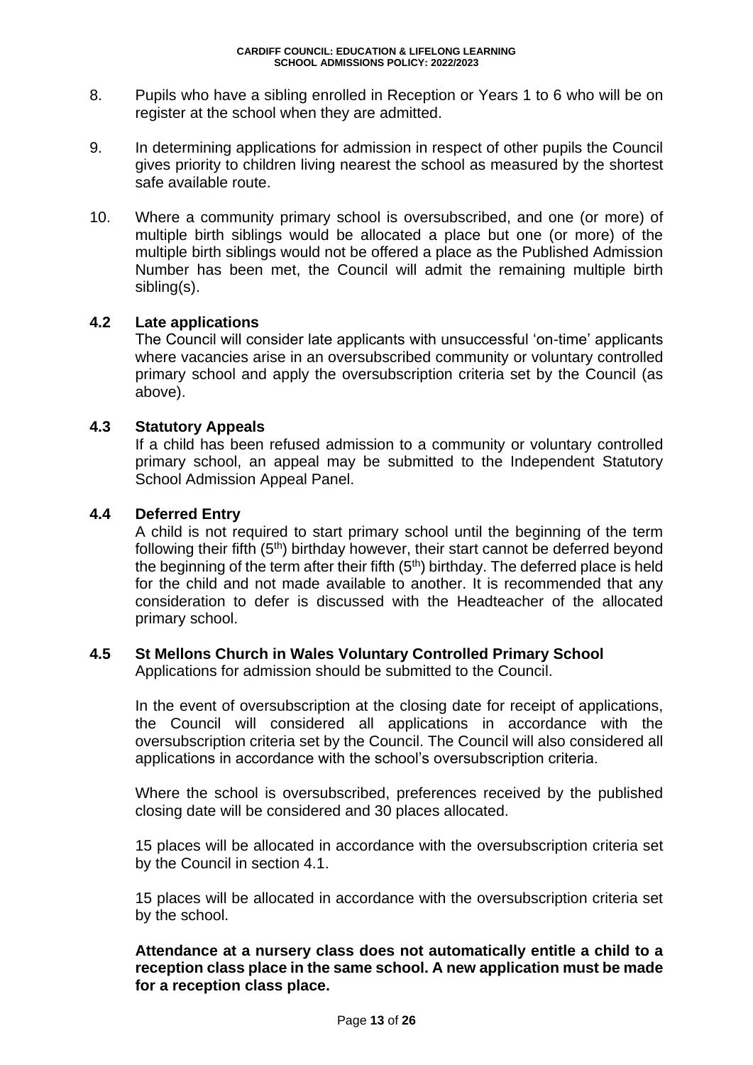8. Pupils who have a sibling enrolled in Reception or Years 1 to 6 who will be on register at the school when they are admitted.

9. In determining applications for admission in respect of other pupils the Council gives priority to children living nearest the school as measured by the shortest safe available route.

10. Where a community primary school is oversubscribed, and one (or more) of multiple birth siblings would be allocated a place but one (or more) of the multiple birth siblings would not be offered a place as the Published Admission Number has been met, the Council will admit the remaining multiple birth sibling(s).

### 4.2 Late applications

The Council will consider late applicants with unsuccessful 'on-time' applicants where vacancies arise in an oversubscribed community or voluntary controlled primary school and apply the oversubscription criteria set by the Council (as above).

### 4.3 Statutory Appeals

If a child has been refused admission to a community or voluntary controlled primary school, an appeal may be submitted to the Independent Statutory School Admission Appeal Panel.

### 4.4 Deferred Entry

A child is not required to start primary school until the beginning of the term following their fifth (5th) birthday however, their start cannot be deferred beyond the beginning of the term after their fifth (5th) birthday. The deferred place is held for the child and not made available to another. It is recommended that any consideration to defer is discussed with the Headteacher of the allocated primary school.

### 4.5 St Mellons Church in Wales Voluntary Controlled Primary School

Applications for admission should be submitted to the Council.

In the event of oversubscription at the closing date for receipt of applications, the Council will considered all applications in accordance with the oversubscription criteria set by the Council. The Council will also considered all applications in accordance with the school's oversubscription criteria.

Where the school is oversubscribed, preferences received by the published closing date will be considered and 30 places allocated.

15 places will be allocated in accordance with the oversubscription criteria set by the Council in section 4.1.

15 places will be allocated in accordance with the oversubscription criteria set by the school.

**Attendance at a nursery class does not automatically entitle a child to a reception class place in the same school. A new application must be made for a reception class place.**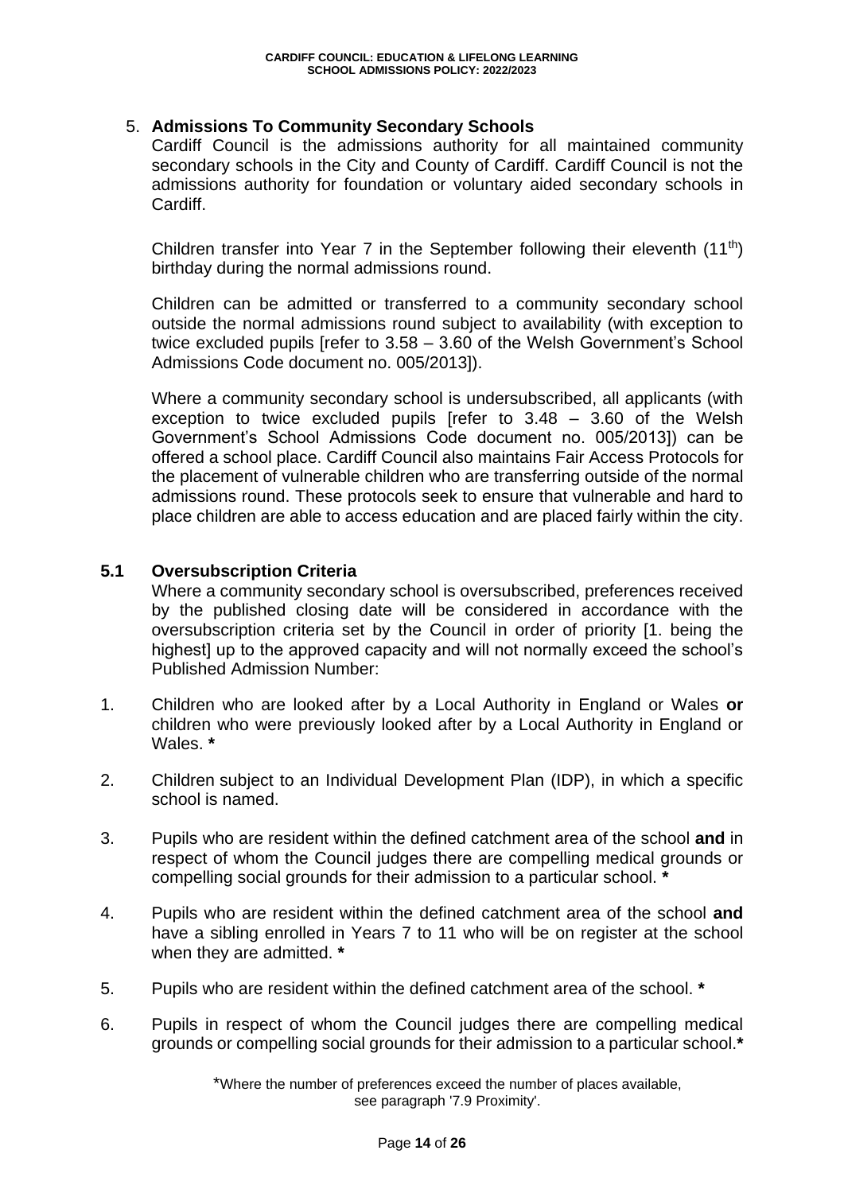## 5. Admissions To Community Secondary Schools

Cardiff Council is the admissions authority for all maintained community secondary schools in the City and County of Cardiff. Cardiff Council is not the admissions authority for foundation or voluntary aided secondary schools in Cardiff.

Children transfer into Year 7 in the September following their eleventh (11th) birthday during the normal admissions round.

Children can be admitted or transferred to a community secondary school outside the normal admissions round subject to availability (with exception to twice excluded pupils [refer to 3.58 – 3.60 of the Welsh Government's School Admissions Code document no. 005/2013]).

Where a community secondary school is undersubscribed, all applicants (with exception to twice excluded pupils [refer to 3.48 – 3.60 of the Welsh Government's School Admissions Code document no. 005/2013]) can be offered a school place. Cardiff Council also maintains Fair Access Protocols for the placement of vulnerable children who are transferring outside of the normal admissions round. These protocols seek to ensure that vulnerable and hard to place children are able to access education and are placed fairly within the city.

### 5.1 Oversubscription Criteria

Where a community secondary school is oversubscribed, preferences received by the published closing date will be considered in accordance with the oversubscription criteria set by the Council in order of priority [1. being the highest] up to the approved capacity and will not normally exceed the school's Published Admission Number:

1. Children who are looked after by a Local Authority in England or Wales **or** children who were previously looked after by a Local Authority in England or Wales. **\***
2. Children subject to an Individual Development Plan (IDP), in which a specific school is named.
3. Pupils who are resident within the defined catchment area of the school **and** in respect of whom the Council judges there are compelling medical grounds or compelling social grounds for their admission to a particular school. **\***
4. Pupils who are resident within the defined catchment area of the school **and** have a sibling enrolled in Years 7 to 11 who will be on register at the school when they are admitted. **\***
5. Pupils who are resident within the defined catchment area of the school. **\***
6. Pupils in respect of whom the Council judges there are compelling medical grounds or compelling social grounds for their admission to a particular school.**\***

*Where the number of preferences exceed the number of places available, see paragraph '7.9 Proximity'.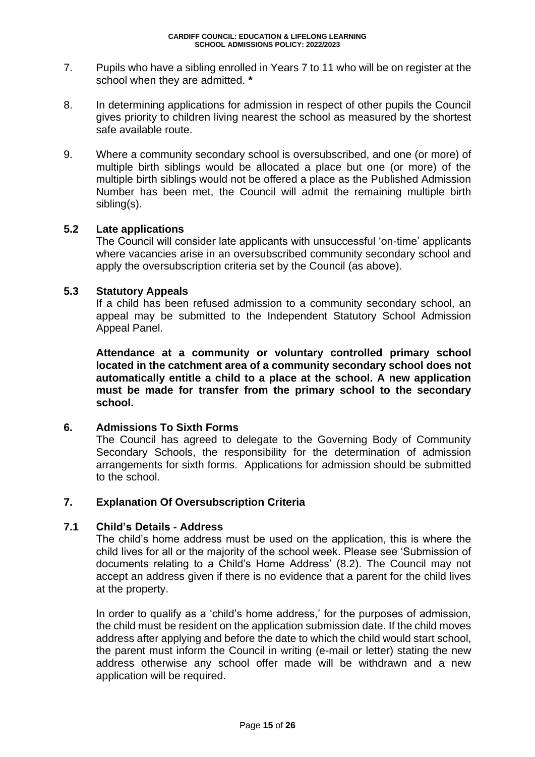7. Pupils who have a sibling enrolled in Years 7 to 11 who will be on register at the school when they are admitted. **\***

8. In determining applications for admission in respect of other pupils the Council gives priority to children living nearest the school as measured by the shortest safe available route.

9. Where a community secondary school is oversubscribed, and one (or more) of multiple birth siblings would be allocated a place but one (or more) of the multiple birth siblings would not be offered a place as the Published Admission Number has been met, the Council will admit the remaining multiple birth sibling(s).

### 5.2 Late applications

The Council will consider late applicants with unsuccessful 'on-time' applicants where vacancies arise in an oversubscribed community secondary school and apply the oversubscription criteria set by the Council (as above).

### 5.3 Statutory Appeals

If a child has been refused admission to a community secondary school, an appeal may be submitted to the Independent Statutory School Admission Appeal Panel.

**Attendance at a community or voluntary controlled primary school located in the catchment area of a community secondary school does not automatically entitle a child to a place at the school. A new application must be made for transfer from the primary school to the secondary school.**

## 6. Admissions To Sixth Forms

The Council has agreed to delegate to the Governing Body of Community Secondary Schools, the responsibility for the determination of admission arrangements for sixth forms. Applications for admission should be submitted to the school.

## 7. Explanation Of Oversubscription Criteria

### 7.1 Child's Details - Address

The child's home address must be used on the application, this is where the child lives for all or the majority of the school week. Please see 'Submission of documents relating to a Child's Home Address' (8.2). The Council may not accept an address given if there is no evidence that a parent for the child lives at the property.

In order to qualify as a 'child's home address,' for the purposes of admission, the child must be resident on the application submission date. If the child moves address after applying and before the date to which the child would start school, the parent must inform the Council in writing (e-mail or letter) stating the new address otherwise any school offer made will be withdrawn and a new application will be required.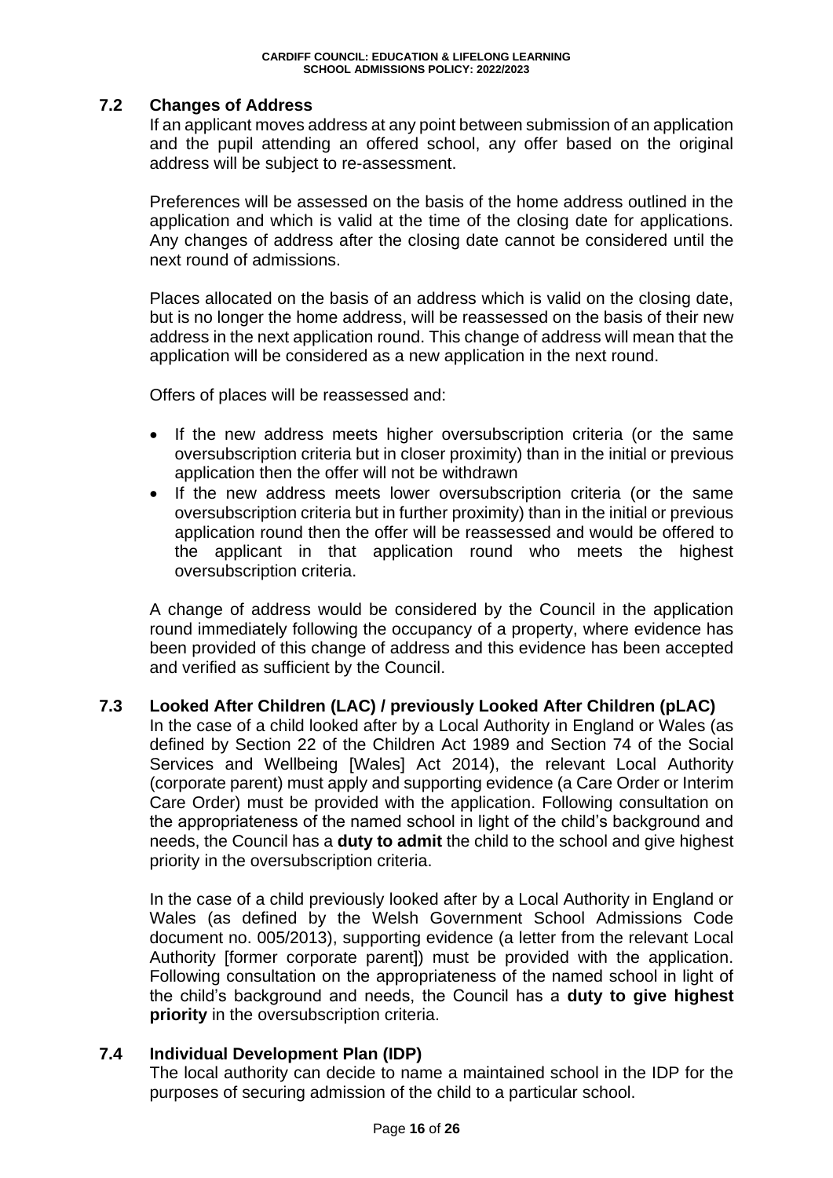## 7.2 Changes of Address

If an applicant moves address at any point between submission of an application and the pupil attending an offered school, any offer based on the original address will be subject to re-assessment.

Preferences will be assessed on the basis of the home address outlined in the application and which is valid at the time of the closing date for applications. Any changes of address after the closing date cannot be considered until the next round of admissions.

Places allocated on the basis of an address which is valid on the closing date, but is no longer the home address, will be reassessed on the basis of their new address in the next application round. This change of address will mean that the application will be considered as a new application in the next round.

Offers of places will be reassessed and:

- If the new address meets higher oversubscription criteria (or the same oversubscription criteria but in closer proximity) than in the initial or previous application then the offer will not be withdrawn
- If the new address meets lower oversubscription criteria (or the same oversubscription criteria but in further proximity) than in the initial or previous application round then the offer will be reassessed and would be offered to the applicant in that application round who meets the highest oversubscription criteria.

A change of address would be considered by the Council in the application round immediately following the occupancy of a property, where evidence has been provided of this change of address and this evidence has been accepted and verified as sufficient by the Council.

## 7.3 Looked After Children (LAC) / previously Looked After Children (pLAC)

In the case of a child looked after by a Local Authority in England or Wales (as defined by Section 22 of the Children Act 1989 and Section 74 of the Social Services and Wellbeing [Wales] Act 2014), the relevant Local Authority (corporate parent) must apply and supporting evidence (a Care Order or Interim Care Order) must be provided with the application. Following consultation on the appropriateness of the named school in light of the child's background and needs, the Council has a **duty to admit** the child to the school and give highest priority in the oversubscription criteria.

In the case of a child previously looked after by a Local Authority in England or Wales (as defined by the Welsh Government School Admissions Code document no. 005/2013), supporting evidence (a letter from the relevant Local Authority [former corporate parent]) must be provided with the application. Following consultation on the appropriateness of the named school in light of the child's background and needs, the Council has a **duty to give highest priority** in the oversubscription criteria.

## 7.4 Individual Development Plan (IDP)

The local authority can decide to name a maintained school in the IDP for the purposes of securing admission of the child to a particular school.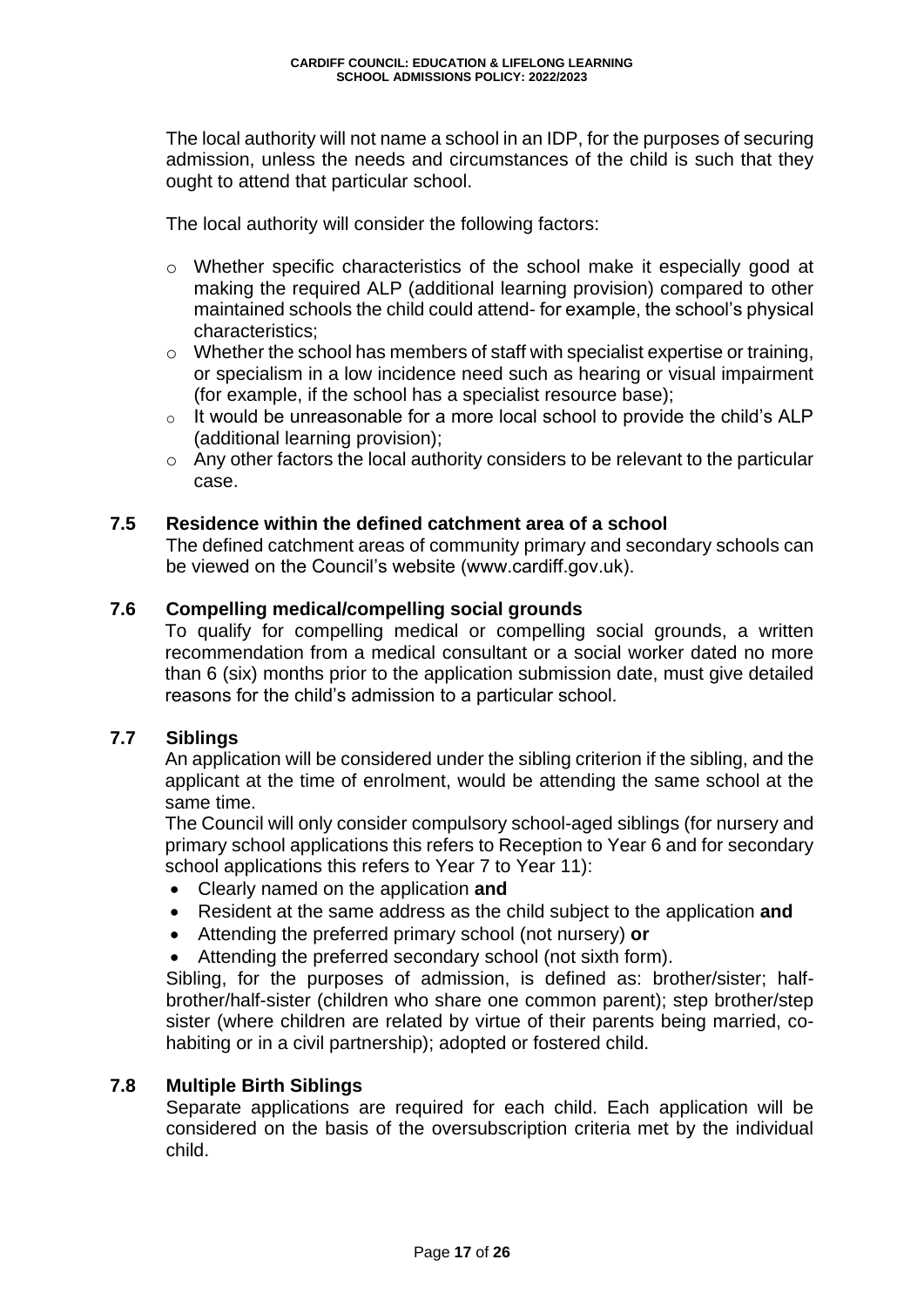The local authority will not name a school in an IDP, for the purposes of securing admission, unless the needs and circumstances of the child is such that they ought to attend that particular school.

The local authority will consider the following factors:

- Whether specific characteristics of the school make it especially good at making the required ALP (additional learning provision) compared to other maintained schools the child could attend- for example, the school's physical characteristics;
- Whether the school has members of staff with specialist expertise or training, or specialism in a low incidence need such as hearing or visual impairment (for example, if the school has a specialist resource base);
- It would be unreasonable for a more local school to provide the child's ALP (additional learning provision);
- Any other factors the local authority considers to be relevant to the particular case.

### 7.5 Residence within the defined catchment area of a school

The defined catchment areas of community primary and secondary schools can be viewed on the Council's website (www.cardiff.gov.uk).

### 7.6 Compelling medical/compelling social grounds

To qualify for compelling medical or compelling social grounds, a written recommendation from a medical consultant or a social worker dated no more than 6 (six) months prior to the application submission date, must give detailed reasons for the child's admission to a particular school.

### 7.7 Siblings

An application will be considered under the sibling criterion if the sibling, and the applicant at the time of enrolment, would be attending the same school at the same time.

The Council will only consider compulsory school-aged siblings (for nursery and primary school applications this refers to Reception to Year 6 and for secondary school applications this refers to Year 7 to Year 11):

- Clearly named on the application **and**
- Resident at the same address as the child subject to the application **and**
- Attending the preferred primary school (not nursery) **or**
- Attending the preferred secondary school (not sixth form).

Sibling, for the purposes of admission, is defined as: brother/sister; half-brother/half-sister (children who share one common parent); step brother/step sister (where children are related by virtue of their parents being married, co-habiting or in a civil partnership); adopted or fostered child.

### 7.8 Multiple Birth Siblings

Separate applications are required for each child. Each application will be considered on the basis of the oversubscription criteria met by the individual child.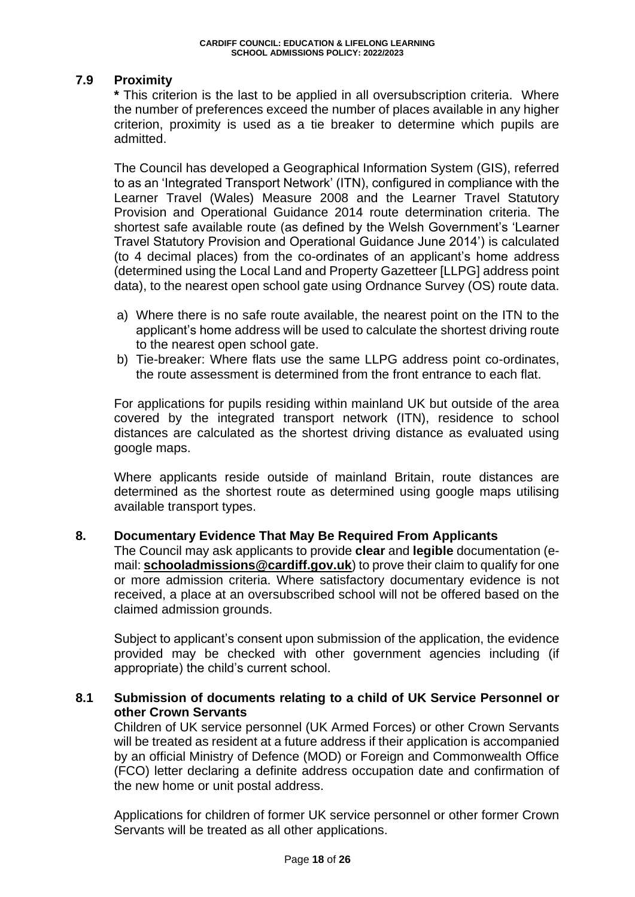## 7.9 Proximity

**\*** This criterion is the last to be applied in all oversubscription criteria. Where the number of preferences exceed the number of places available in any higher criterion, proximity is used as a tie breaker to determine which pupils are admitted.

The Council has developed a Geographical Information System (GIS), referred to as an 'Integrated Transport Network' (ITN), configured in compliance with the Learner Travel (Wales) Measure 2008 and the Learner Travel Statutory Provision and Operational Guidance 2014 route determination criteria. The shortest safe available route (as defined by the Welsh Government's 'Learner Travel Statutory Provision and Operational Guidance June 2014') is calculated (to 4 decimal places) from the co-ordinates of an applicant's home address (determined using the Local Land and Property Gazetteer [LLPG] address point data), to the nearest open school gate using Ordnance Survey (OS) route data.

a) Where there is no safe route available, the nearest point on the ITN to the applicant's home address will be used to calculate the shortest driving route to the nearest open school gate.
b) Tie-breaker: Where flats use the same LLPG address point co-ordinates, the route assessment is determined from the front entrance to each flat.

For applications for pupils residing within mainland UK but outside of the area covered by the integrated transport network (ITN), residence to school distances are calculated as the shortest driving distance as evaluated using google maps.

Where applicants reside outside of mainland Britain, route distances are determined as the shortest route as determined using google maps utilising available transport types.

## 8. Documentary Evidence That May Be Required From Applicants

The Council may ask applicants to provide **clear** and **legible** documentation (e-mail: **schooladmissions@cardiff.gov.uk**) to prove their claim to qualify for one or more admission criteria. Where satisfactory documentary evidence is not received, a place at an oversubscribed school will not be offered based on the claimed admission grounds.

Subject to applicant's consent upon submission of the application, the evidence provided may be checked with other government agencies including (if appropriate) the child's current school.

## 8.1 Submission of documents relating to a child of UK Service Personnel or other Crown Servants

Children of UK service personnel (UK Armed Forces) or other Crown Servants will be treated as resident at a future address if their application is accompanied by an official Ministry of Defence (MOD) or Foreign and Commonwealth Office (FCO) letter declaring a definite address occupation date and confirmation of the new home or unit postal address.

Applications for children of former UK service personnel or other former Crown Servants will be treated as all other applications.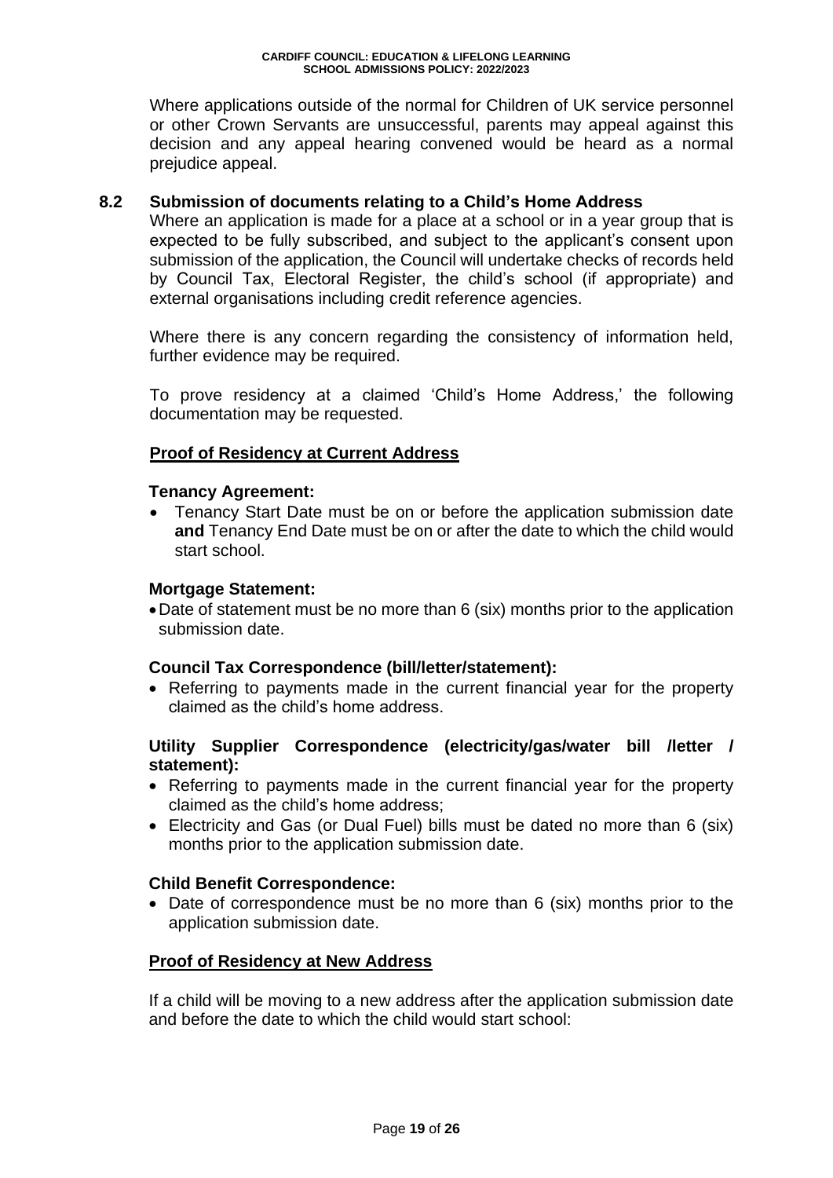Where applications outside of the normal for Children of UK service personnel or other Crown Servants are unsuccessful, parents may appeal against this decision and any appeal hearing convened would be heard as a normal prejudice appeal.

## 8.2 Submission of documents relating to a Child's Home Address

Where an application is made for a place at a school or in a year group that is expected to be fully subscribed, and subject to the applicant's consent upon submission of the application, the Council will undertake checks of records held by Council Tax, Electoral Register, the child's school (if appropriate) and external organisations including credit reference agencies.

Where there is any concern regarding the consistency of information held, further evidence may be required.

To prove residency at a claimed 'Child's Home Address,' the following documentation may be requested.

**Proof of Residency at Current Address**

**Tenancy Agreement:**

- Tenancy Start Date must be on or before the application submission date **and** Tenancy End Date must be on or after the date to which the child would start school.

**Mortgage Statement:**

- Date of statement must be no more than 6 (six) months prior to the application submission date.

**Council Tax Correspondence (bill/letter/statement):**

- Referring to payments made in the current financial year for the property claimed as the child's home address.

**Utility Supplier Correspondence (electricity/gas/water bill /letter / statement):**

- Referring to payments made in the current financial year for the property claimed as the child's home address;
- Electricity and Gas (or Dual Fuel) bills must be dated no more than 6 (six) months prior to the application submission date.

**Child Benefit Correspondence:**

- Date of correspondence must be no more than 6 (six) months prior to the application submission date.

**Proof of Residency at New Address**

If a child will be moving to a new address after the application submission date and before the date to which the child would start school: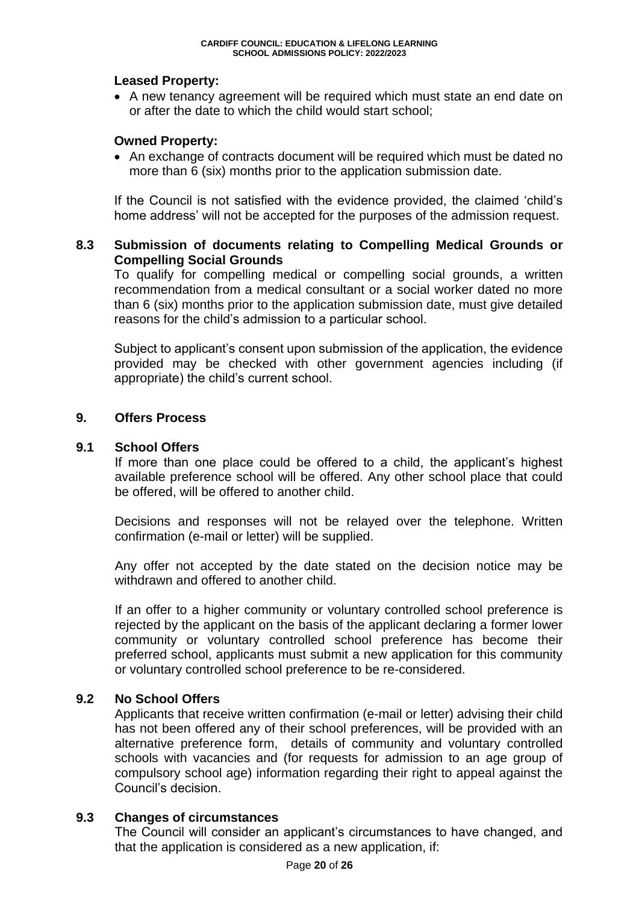**Leased Property:**

- A new tenancy agreement will be required which must state an end date on or after the date to which the child would start school;

**Owned Property:**

- An exchange of contracts document will be required which must be dated no more than 6 (six) months prior to the application submission date.

If the Council is not satisfied with the evidence provided, the claimed 'child's home address' will not be accepted for the purposes of the admission request.

### 8.3 Submission of documents relating to Compelling Medical Grounds or Compelling Social Grounds

To qualify for compelling medical or compelling social grounds, a written recommendation from a medical consultant or a social worker dated no more than 6 (six) months prior to the application submission date, must give detailed reasons for the child's admission to a particular school.

Subject to applicant's consent upon submission of the application, the evidence provided may be checked with other government agencies including (if appropriate) the child's current school.

## 9. Offers Process

### 9.1 School Offers

If more than one place could be offered to a child, the applicant's highest available preference school will be offered. Any other school place that could be offered, will be offered to another child.

Decisions and responses will not be relayed over the telephone. Written confirmation (e-mail or letter) will be supplied.

Any offer not accepted by the date stated on the decision notice may be withdrawn and offered to another child.

If an offer to a higher community or voluntary controlled school preference is rejected by the applicant on the basis of the applicant declaring a former lower community or voluntary controlled school preference has become their preferred school, applicants must submit a new application for this community or voluntary controlled school preference to be re-considered.

### 9.2 No School Offers

Applicants that receive written confirmation (e-mail or letter) advising their child has not been offered any of their school preferences, will be provided with an alternative preference form, details of community and voluntary controlled schools with vacancies and (for requests for admission to an age group of compulsory school age) information regarding their right to appeal against the Council's decision.

### 9.3 Changes of circumstances

The Council will consider an applicant's circumstances to have changed, and that the application is considered as a new application, if: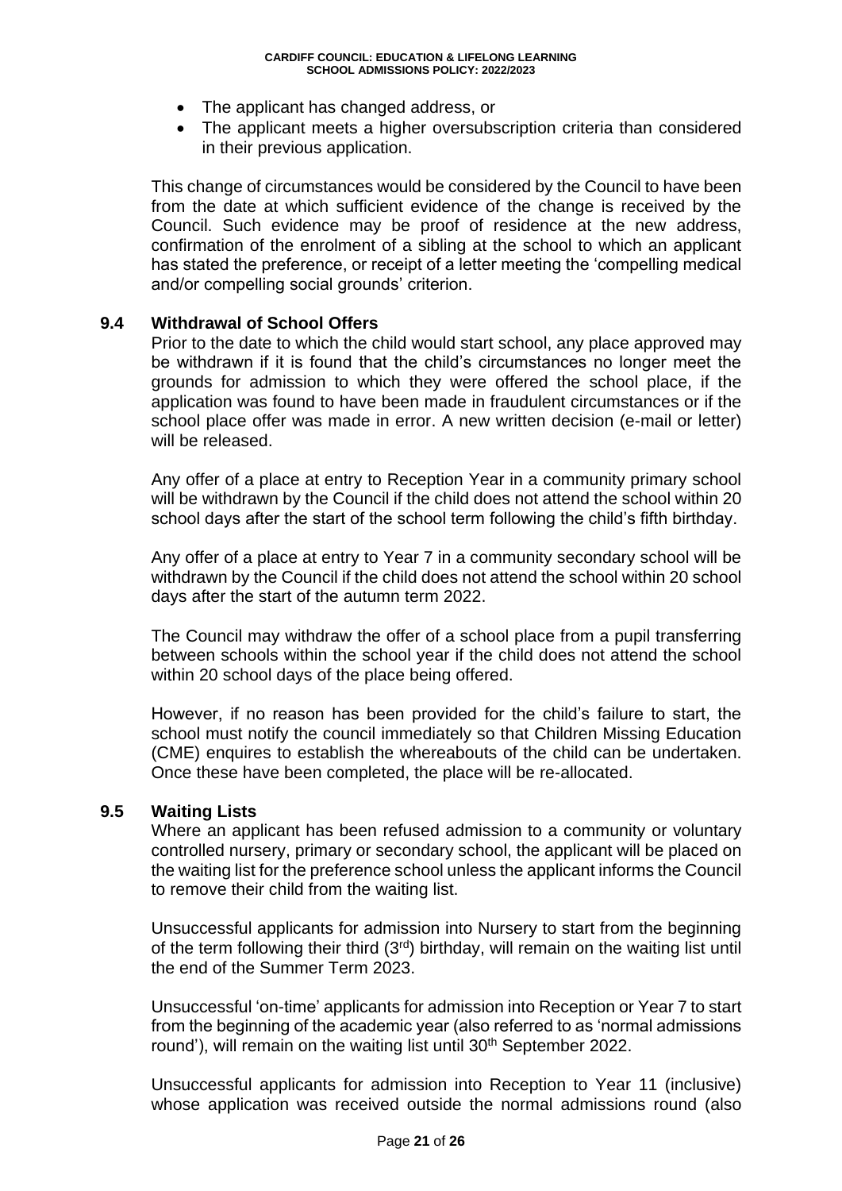- The applicant has changed address, or
- The applicant meets a higher oversubscription criteria than considered in their previous application.

This change of circumstances would be considered by the Council to have been from the date at which sufficient evidence of the change is received by the Council. Such evidence may be proof of residence at the new address, confirmation of the enrolment of a sibling at the school to which an applicant has stated the preference, or receipt of a letter meeting the 'compelling medical and/or compelling social grounds' criterion.

### 9.4 Withdrawal of School Offers

Prior to the date to which the child would start school, any place approved may be withdrawn if it is found that the child's circumstances no longer meet the grounds for admission to which they were offered the school place, if the application was found to have been made in fraudulent circumstances or if the school place offer was made in error. A new written decision (e-mail or letter) will be released.

Any offer of a place at entry to Reception Year in a community primary school will be withdrawn by the Council if the child does not attend the school within 20 school days after the start of the school term following the child's fifth birthday.

Any offer of a place at entry to Year 7 in a community secondary school will be withdrawn by the Council if the child does not attend the school within 20 school days after the start of the autumn term 2022.

The Council may withdraw the offer of a school place from a pupil transferring between schools within the school year if the child does not attend the school within 20 school days of the place being offered.

However, if no reason has been provided for the child's failure to start, the school must notify the council immediately so that Children Missing Education (CME) enquires to establish the whereabouts of the child can be undertaken. Once these have been completed, the place will be re-allocated.

### 9.5 Waiting Lists

Where an applicant has been refused admission to a community or voluntary controlled nursery, primary or secondary school, the applicant will be placed on the waiting list for the preference school unless the applicant informs the Council to remove their child from the waiting list.

Unsuccessful applicants for admission into Nursery to start from the beginning of the term following their third (3rd) birthday, will remain on the waiting list until the end of the Summer Term 2023.

Unsuccessful 'on-time' applicants for admission into Reception or Year 7 to start from the beginning of the academic year (also referred to as 'normal admissions round'), will remain on the waiting list until 30th September 2022.

Unsuccessful applicants for admission into Reception to Year 11 (inclusive) whose application was received outside the normal admissions round (also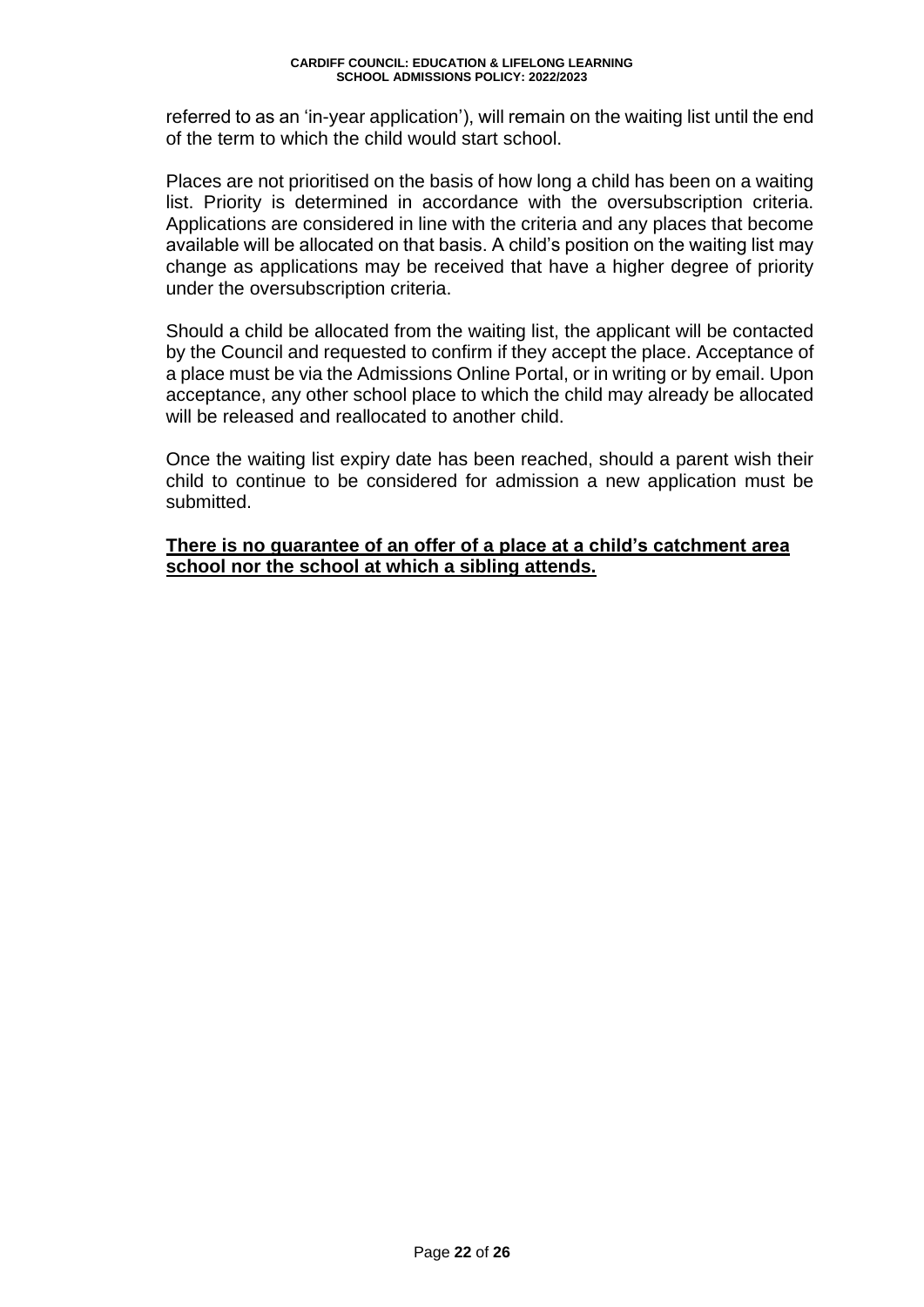referred to as an 'in-year application'), will remain on the waiting list until the end of the term to which the child would start school.

Places are not prioritised on the basis of how long a child has been on a waiting list. Priority is determined in accordance with the oversubscription criteria. Applications are considered in line with the criteria and any places that become available will be allocated on that basis. A child's position on the waiting list may change as applications may be received that have a higher degree of priority under the oversubscription criteria.

Should a child be allocated from the waiting list, the applicant will be contacted by the Council and requested to confirm if they accept the place. Acceptance of a place must be via the Admissions Online Portal, or in writing or by email. Upon acceptance, any other school place to which the child may already be allocated will be released and reallocated to another child.

Once the waiting list expiry date has been reached, should a parent wish their child to continue to be considered for admission a new application must be submitted.

**There is no guarantee of an offer of a place at a child's catchment area school nor the school at which a sibling attends.**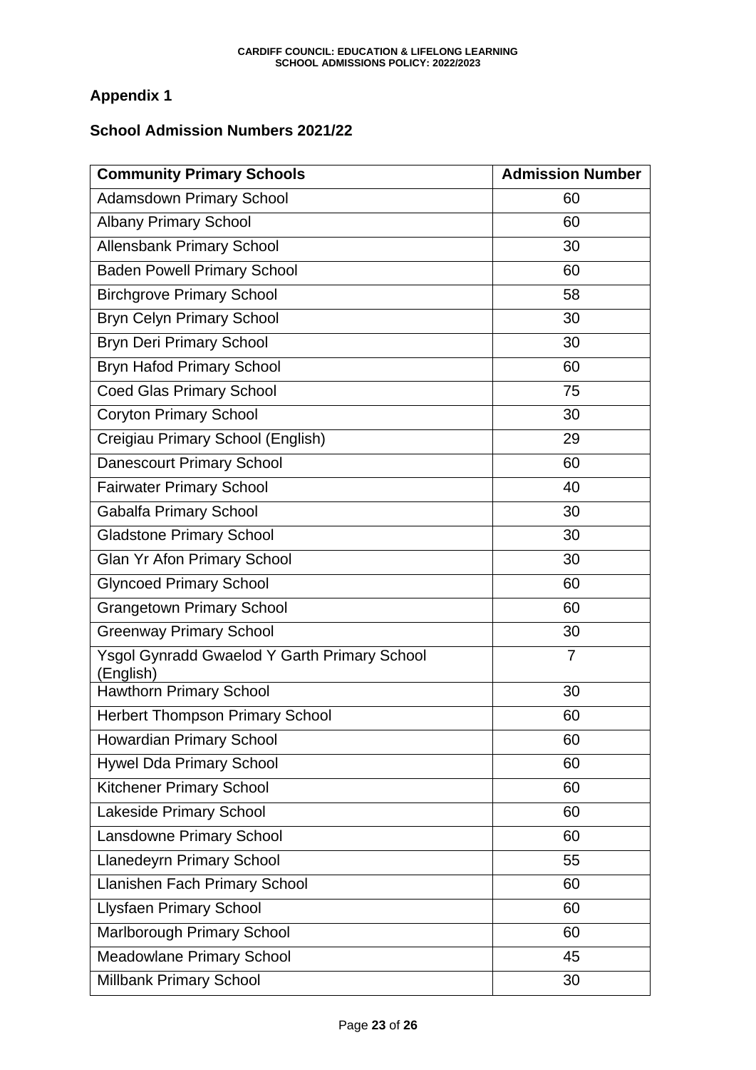## Appendix 1

### School Admission Numbers 2021/22

| Community Primary Schools | Admission Number |
|---|---|
| Adamsdown Primary School | 60 |
| Albany Primary School | 60 |
| Allensbank Primary School | 30 |
| Baden Powell Primary School | 60 |
| Birchgrove Primary School | 58 |
| Bryn Celyn Primary School | 30 |
| Bryn Deri Primary School | 30 |
| Bryn Hafod Primary School | 60 |
| Coed Glas Primary School | 75 |
| Coryton Primary School | 30 |
| Creigiau Primary School (English) | 29 |
| Danescourt Primary School | 60 |
| Fairwater Primary School | 40 |
| Gabalfa Primary School | 30 |
| Gladstone Primary School | 30 |
| Glan Yr Afon Primary School | 30 |
| Glyncoed Primary School | 60 |
| Grangetown Primary School | 60 |
| Greenway Primary School | 30 |
| Ysgol Gynradd Gwaelod Y Garth Primary School (English) | 7 |
| Hawthorn Primary School | 30 |
| Herbert Thompson Primary School | 60 |
| Howardian Primary School | 60 |
| Hywel Dda Primary School | 60 |
| Kitchener Primary School | 60 |
| Lakeside Primary School | 60 |
| Lansdowne Primary School | 60 |
| Llanedeyrn Primary School | 55 |
| Llanishen Fach Primary School | 60 |
| Llysfaen Primary School | 60 |
| Marlborough Primary School | 60 |
| Meadowlane Primary School | 45 |
| Millbank Primary School | 30 |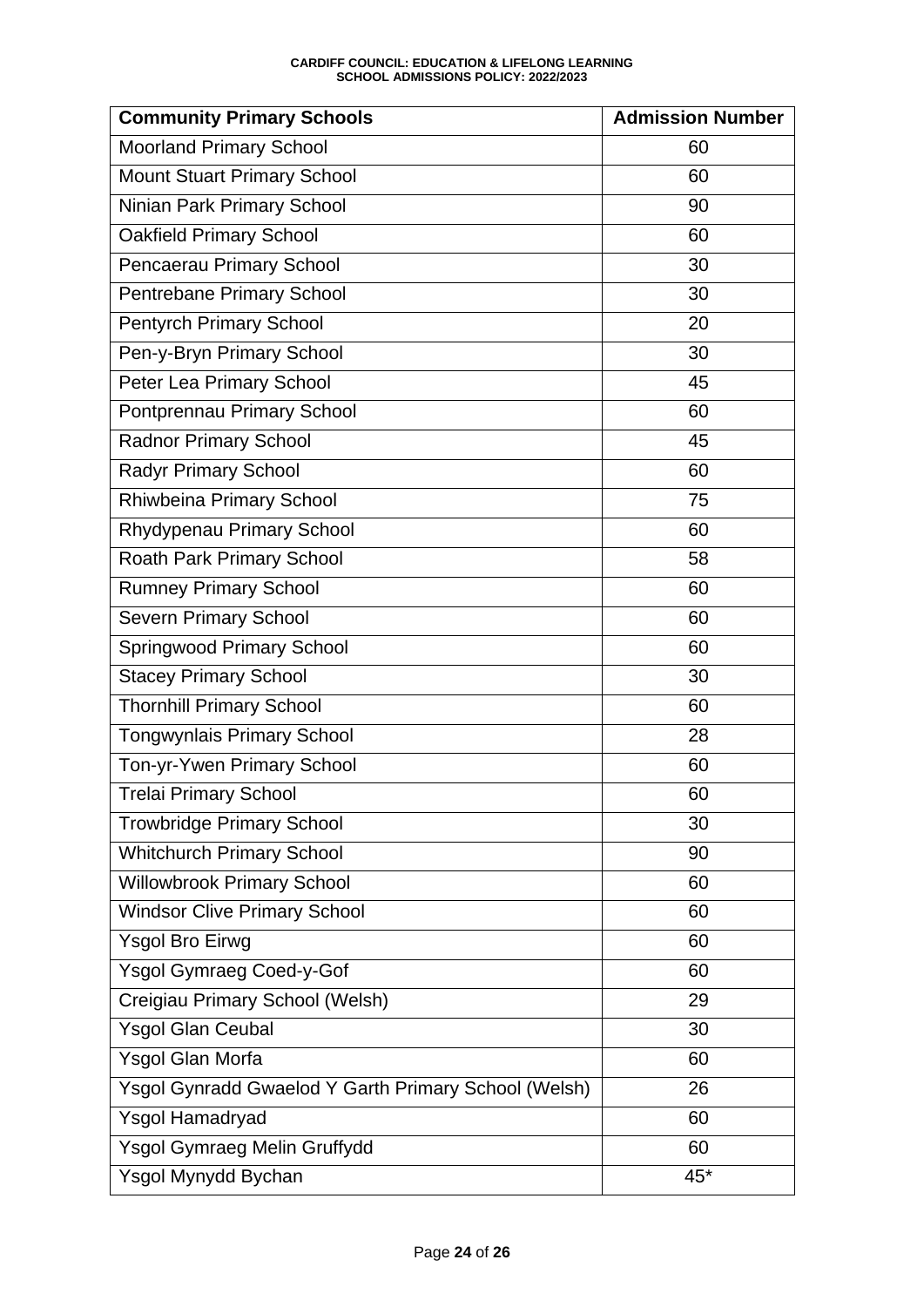| Community Primary Schools | Admission Number |
|---|---|
| Moorland Primary School | 60 |
| Mount Stuart Primary School | 60 |
| Ninian Park Primary School | 90 |
| Oakfield Primary School | 60 |
| Pencaerau Primary School | 30 |
| Pentrebane Primary School | 30 |
| Pentyrch Primary School | 20 |
| Pen-y-Bryn Primary School | 30 |
| Peter Lea Primary School | 45 |
| Pontprennau Primary School | 60 |
| Radnor Primary School | 45 |
| Radyr Primary School | 60 |
| Rhiwbeina Primary School | 75 |
| Rhydypenau Primary School | 60 |
| Roath Park Primary School | 58 |
| Rumney Primary School | 60 |
| Severn Primary School | 60 |
| Springwood Primary School | 60 |
| Stacey Primary School | 30 |
| Thornhill Primary School | 60 |
| Tongwynlais Primary School | 28 |
| Ton-yr-Ywen Primary School | 60 |
| Trelai Primary School | 60 |
| Trowbridge Primary School | 30 |
| Whitchurch Primary School | 90 |
| Willowbrook Primary School | 60 |
| Windsor Clive Primary School | 60 |
| Ysgol Bro Eirwg | 60 |
| Ysgol Gymraeg Coed-y-Gof | 60 |
| Creigiau Primary School (Welsh) | 29 |
| Ysgol Glan Ceubal | 30 |
| Ysgol Glan Morfa | 60 |
| Ysgol Gynradd Gwaelod Y Garth Primary School (Welsh) | 26 |
| Ysgol Hamadryad | 60 |
| Ysgol Gymraeg Melin Gruffydd | 60 |
| Ysgol Mynydd Bychan | 45* |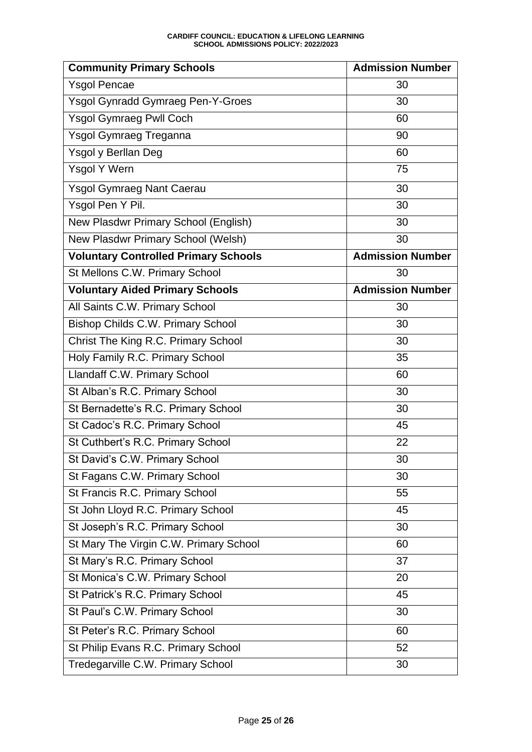| Community Primary Schools | Admission Number |
| --- | --- |
| Ysgol Pencae | 30 |
| Ysgol Gynradd Gymraeg Pen-Y-Groes | 30 |
| Ysgol Gymraeg Pwll Coch | 60 |
| Ysgol Gymraeg Treganna | 90 |
| Ysgol y Berllan Deg | 60 |
| Ysgol Y Wern | 75 |
| Ysgol Gymraeg Nant Caerau | 30 |
| Ysgol Pen Y Pil. | 30 |
| New Plasdwr Primary School (English) | 30 |
| New Plasdwr Primary School (Welsh) | 30 |
| **Voluntary Controlled Primary Schools** | **Admission Number** |
| St Mellons C.W. Primary School | 30 |
| **Voluntary Aided Primary Schools** | **Admission Number** |
| All Saints C.W. Primary School | 30 |
| Bishop Childs C.W. Primary School | 30 |
| Christ The King R.C. Primary School | 30 |
| Holy Family R.C. Primary School | 35 |
| Llandaff C.W. Primary School | 60 |
| St Alban's R.C. Primary School | 30 |
| St Bernadette's R.C. Primary School | 30 |
| St Cadoc's R.C. Primary School | 45 |
| St Cuthbert's R.C. Primary School | 22 |
| St David's C.W. Primary School | 30 |
| St Fagans C.W. Primary School | 30 |
| St Francis R.C. Primary School | 55 |
| St John Lloyd R.C. Primary School | 45 |
| St Joseph's R.C. Primary School | 30 |
| St Mary The Virgin C.W. Primary School | 60 |
| St Mary's R.C. Primary School | 37 |
| St Monica's C.W. Primary School | 20 |
| St Patrick's R.C. Primary School | 45 |
| St Paul's C.W. Primary School | 30 |
| St Peter's R.C. Primary School | 60 |
| St Philip Evans R.C. Primary School | 52 |
| Tredegarville C.W. Primary School | 30 |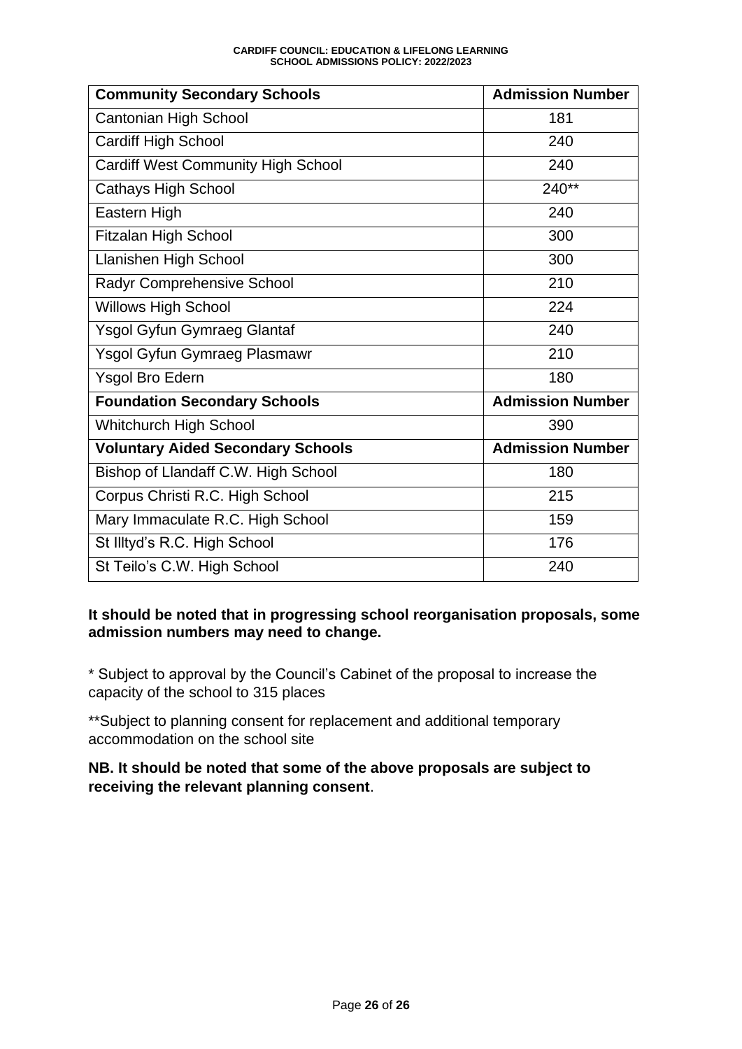| Community Secondary Schools | Admission Number |
| --- | --- |
| Cantonian High School | 181 |
| Cardiff High School | 240 |
| Cardiff West Community High School | 240 |
| Cathays High School | 240** |
| Eastern High | 240 |
| Fitzalan High School | 300 |
| Llanishen High School | 300 |
| Radyr Comprehensive School | 210 |
| Willows High School | 224 |
| Ysgol Gyfun Gymraeg Glantaf | 240 |
| Ysgol Gyfun Gymraeg Plasmawr | 210 |
| Ysgol Bro Edern | 180 |
| **Foundation Secondary Schools** | **Admission Number** |
| Whitchurch High School | 390 |
| **Voluntary Aided Secondary Schools** | **Admission Number** |
| Bishop of Llandaff C.W. High School | 180 |
| Corpus Christi R.C. High School | 215 |
| Mary Immaculate R.C. High School | 159 |
| St Illtyd's R.C. High School | 176 |
| St Teilo's C.W. High School | 240 |

**It should be noted that in progressing school reorganisation proposals, some admission numbers may need to change.**

* Subject to approval by the Council's Cabinet of the proposal to increase the capacity of the school to 315 places

**Subject to planning consent for replacement and additional temporary accommodation on the school site

**NB. It should be noted that some of the above proposals are subject to receiving the relevant planning consent**.